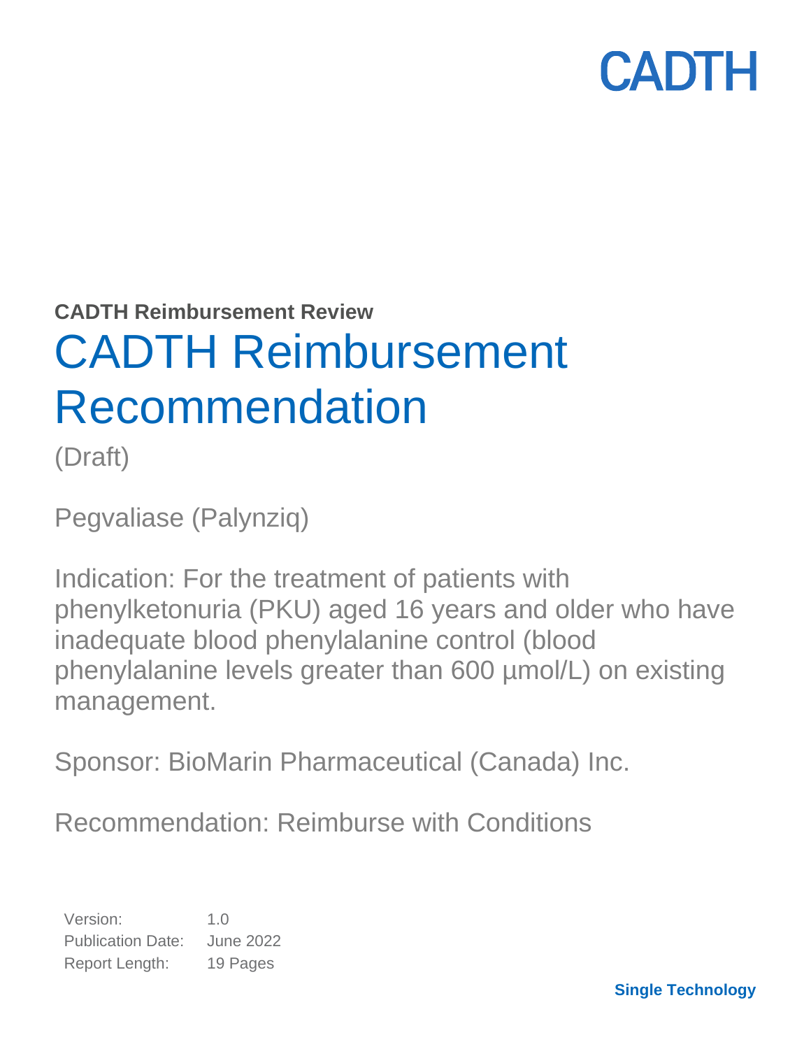CADTH

**CADTH Reimbursement Review**

# CADTH Reimbursement Recommendation

(Draft)

Pegvaliase (Palynziq)

Indication: For the treatment of patients with phenylketonuria (PKU) aged 16 years and older who have inadequate blood phenylalanine control (blood phenylalanine levels greater than 600 µmol/L) on existing management.

Sponsor: BioMarin Pharmaceutical (Canada) Inc.

Recommendation: Reimburse with Conditions

| | |
|---|---|
| Version: | 1.0 |
| Publication Date: | June 2022 |
| Report Length: | 19 Pages |

**Single Technology**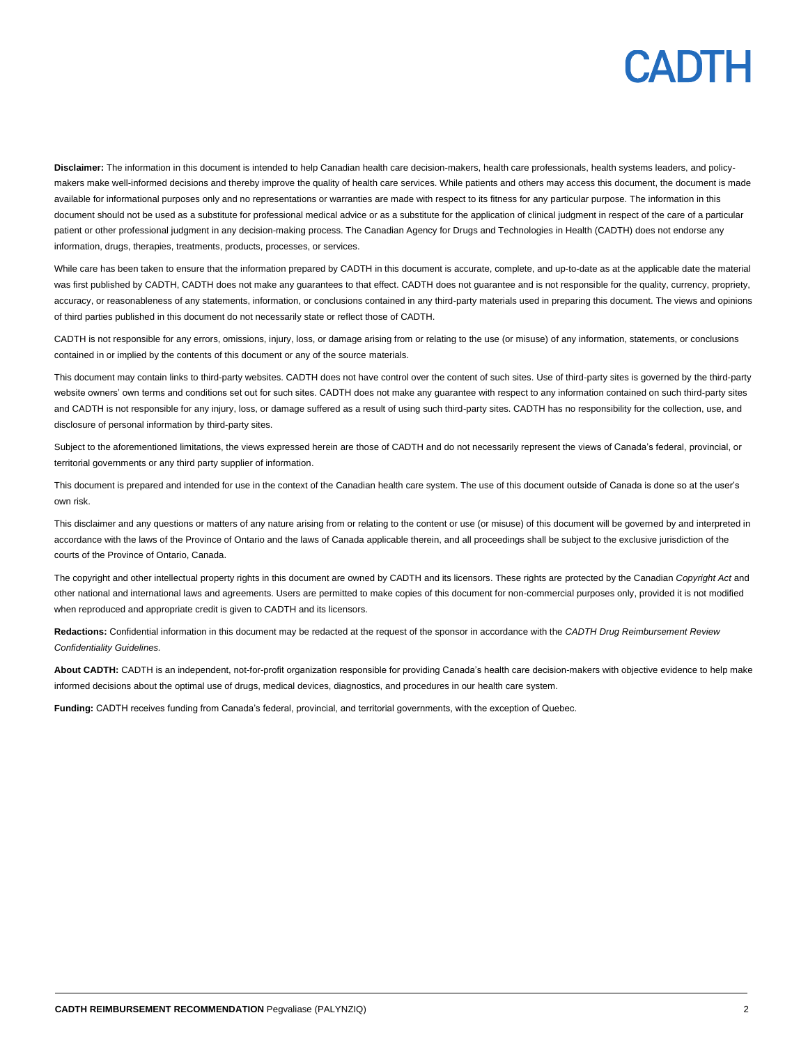**Disclaimer:** The information in this document is intended to help Canadian health care decision-makers, health care professionals, health systems leaders, and policy-makers make well-informed decisions and thereby improve the quality of health care services. While patients and others may access this document, the document is made available for informational purposes only and no representations or warranties are made with respect to its fitness for any particular purpose. The information in this document should not be used as a substitute for professional medical advice or as a substitute for the application of clinical judgment in respect of the care of a particular patient or other professional judgment in any decision-making process. The Canadian Agency for Drugs and Technologies in Health (CADTH) does not endorse any information, drugs, therapies, treatments, products, processes, or services.

While care has been taken to ensure that the information prepared by CADTH in this document is accurate, complete, and up-to-date as at the applicable date the material was first published by CADTH, CADTH does not make any guarantees to that effect. CADTH does not guarantee and is not responsible for the quality, currency, propriety, accuracy, or reasonableness of any statements, information, or conclusions contained in any third-party materials used in preparing this document. The views and opinions of third parties published in this document do not necessarily state or reflect those of CADTH.

CADTH is not responsible for any errors, omissions, injury, loss, or damage arising from or relating to the use (or misuse) of any information, statements, or conclusions contained in or implied by the contents of this document or any of the source materials.

This document may contain links to third-party websites. CADTH does not have control over the content of such sites. Use of third-party sites is governed by the third-party website owners' own terms and conditions set out for such sites. CADTH does not make any guarantee with respect to any information contained on such third-party sites and CADTH is not responsible for any injury, loss, or damage suffered as a result of using such third-party sites. CADTH has no responsibility for the collection, use, and disclosure of personal information by third-party sites.

Subject to the aforementioned limitations, the views expressed herein are those of CADTH and do not necessarily represent the views of Canada's federal, provincial, or territorial governments or any third party supplier of information.

This document is prepared and intended for use in the context of the Canadian health care system. The use of this document outside of Canada is done so at the user's own risk.

This disclaimer and any questions or matters of any nature arising from or relating to the content or use (or misuse) of this document will be governed by and interpreted in accordance with the laws of the Province of Ontario and the laws of Canada applicable therein, and all proceedings shall be subject to the exclusive jurisdiction of the courts of the Province of Ontario, Canada.

The copyright and other intellectual property rights in this document are owned by CADTH and its licensors. These rights are protected by the Canadian *Copyright Act* and other national and international laws and agreements. Users are permitted to make copies of this document for non-commercial purposes only, provided it is not modified when reproduced and appropriate credit is given to CADTH and its licensors.

**Redactions:** Confidential information in this document may be redacted at the request of the sponsor in accordance with the *CADTH Drug Reimbursement Review Confidentiality Guidelines.*

**About CADTH:** CADTH is an independent, not-for-profit organization responsible for providing Canada's health care decision-makers with objective evidence to help make informed decisions about the optimal use of drugs, medical devices, diagnostics, and procedures in our health care system.

**Funding:** CADTH receives funding from Canada's federal, provincial, and territorial governments, with the exception of Quebec.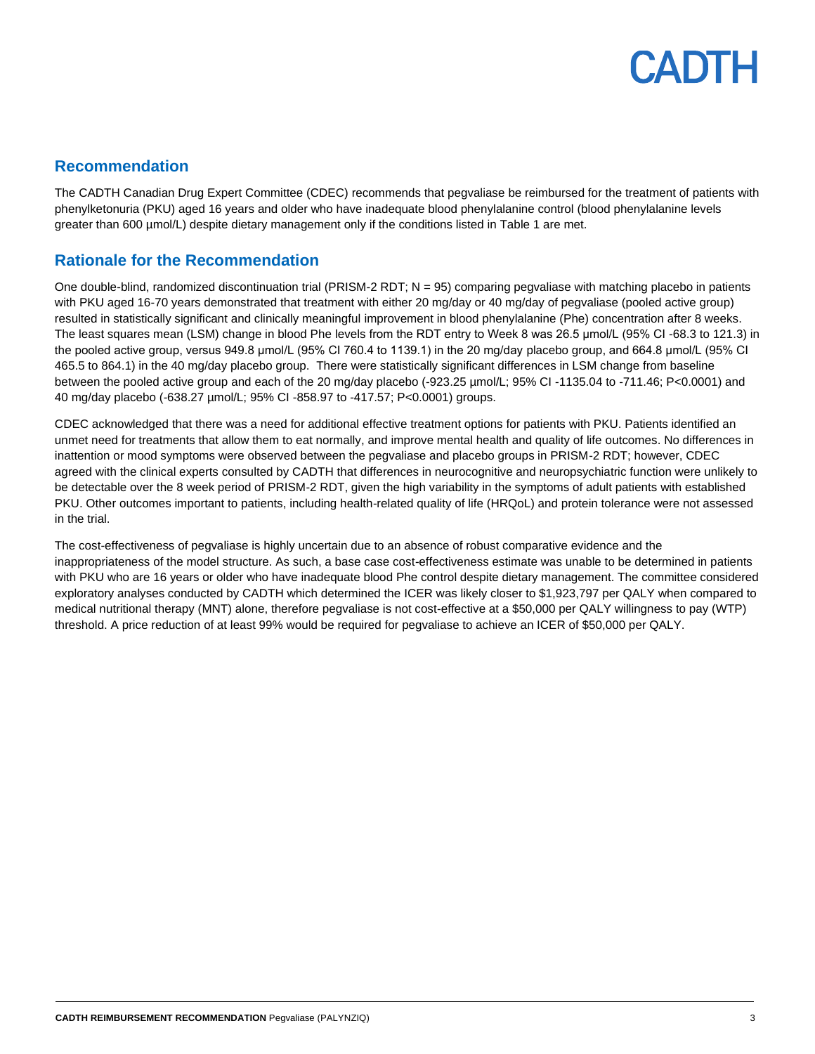## Recommendation

The CADTH Canadian Drug Expert Committee (CDEC) recommends that pegvaliase be reimbursed for the treatment of patients with phenylketonuria (PKU) aged 16 years and older who have inadequate blood phenylalanine control (blood phenylalanine levels greater than 600 µmol/L) despite dietary management only if the conditions listed in Table 1 are met.

## Rationale for the Recommendation

One double-blind, randomized discontinuation trial (PRISM-2 RDT; N = 95) comparing pegvaliase with matching placebo in patients with PKU aged 16-70 years demonstrated that treatment with either 20 mg/day or 40 mg/day of pegvaliase (pooled active group) resulted in statistically significant and clinically meaningful improvement in blood phenylalanine (Phe) concentration after 8 weeks. The least squares mean (LSM) change in blood Phe levels from the RDT entry to Week 8 was 26.5 µmol/L (95% CI -68.3 to 121.3) in the pooled active group, versus 949.8 µmol/L (95% CI 760.4 to 1139.1) in the 20 mg/day placebo group, and 664.8 µmol/L (95% CI 465.5 to 864.1) in the 40 mg/day placebo group. There were statistically significant differences in LSM change from baseline between the pooled active group and each of the 20 mg/day placebo (-923.25 µmol/L; 95% CI -1135.04 to -711.46; P<0.0001) and 40 mg/day placebo (-638.27 µmol/L; 95% CI -858.97 to -417.57; P<0.0001) groups.

CDEC acknowledged that there was a need for additional effective treatment options for patients with PKU. Patients identified an unmet need for treatments that allow them to eat normally, and improve mental health and quality of life outcomes. No differences in inattention or mood symptoms were observed between the pegvaliase and placebo groups in PRISM-2 RDT; however, CDEC agreed with the clinical experts consulted by CADTH that differences in neurocognitive and neuropsychiatric function were unlikely to be detectable over the 8 week period of PRISM-2 RDT, given the high variability in the symptoms of adult patients with established PKU. Other outcomes important to patients, including health-related quality of life (HRQoL) and protein tolerance were not assessed in the trial.

The cost-effectiveness of pegvaliase is highly uncertain due to an absence of robust comparative evidence and the inappropriateness of the model structure. As such, a base case cost-effectiveness estimate was unable to be determined in patients with PKU who are 16 years or older who have inadequate blood Phe control despite dietary management. The committee considered exploratory analyses conducted by CADTH which determined the ICER was likely closer to $1,923,797 per QALY when compared to medical nutritional therapy (MNT) alone, therefore pegvaliase is not cost-effective at a $50,000 per QALY willingness to pay (WTP) threshold. A price reduction of at least 99% would be required for pegvaliase to achieve an ICER of $50,000 per QALY.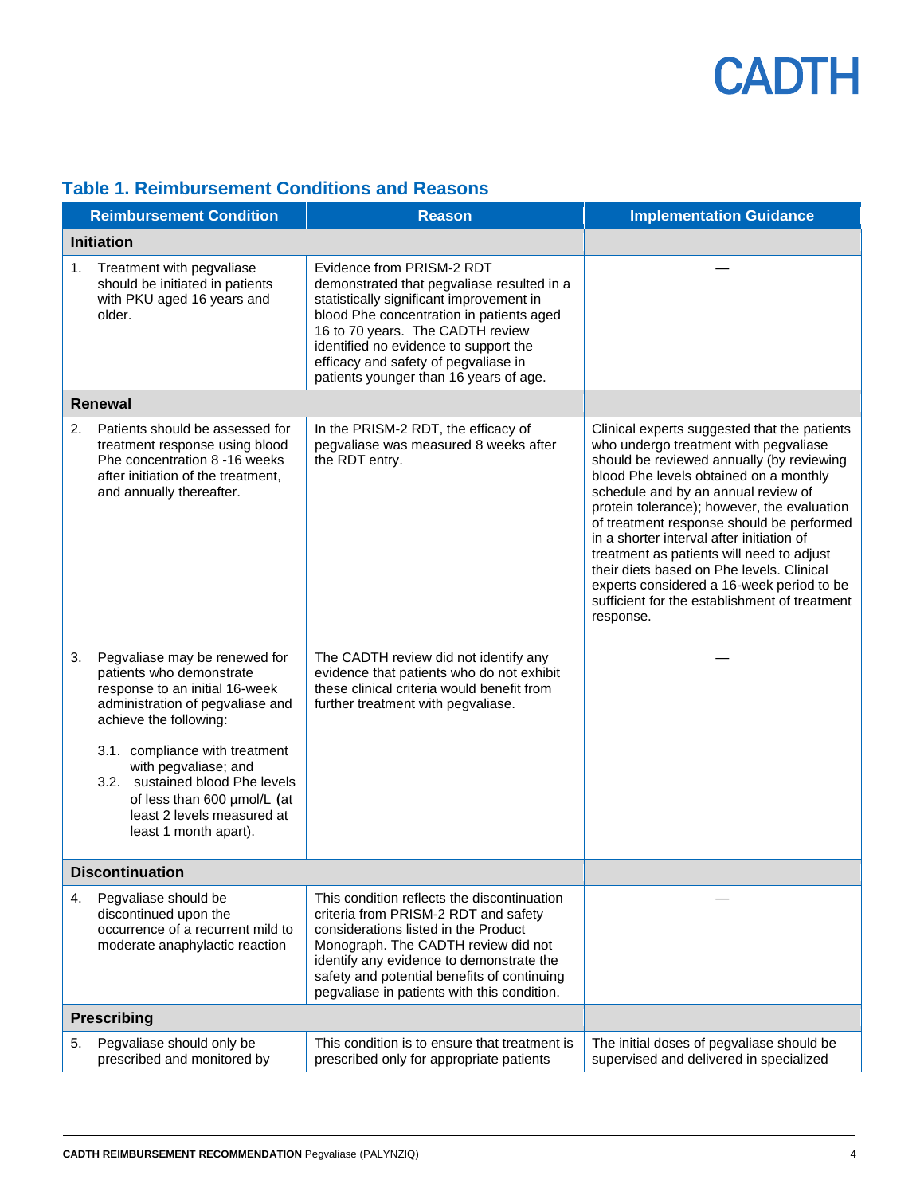## Table 1. Reimbursement Conditions and Reasons

| Reimbursement Condition | Reason | Implementation Guidance |
|---|---|---|
| **Initiation** | | |
| 1. Treatment with pegvaliase should be initiated in patients with PKU aged 16 years and older. | Evidence from PRISM-2 RDT demonstrated that pegvaliase resulted in a statistically significant improvement in blood Phe concentration in patients aged 16 to 70 years. The CADTH review identified no evidence to support the efficacy and safety of pegvaliase in patients younger than 16 years of age. | — |
| **Renewal** | | |
| 2. Patients should be assessed for treatment response using blood Phe concentration 8 -16 weeks after initiation of the treatment, and annually thereafter. | In the PRISM-2 RDT, the efficacy of pegvaliase was measured 8 weeks after the RDT entry. | Clinical experts suggested that the patients who undergo treatment with pegvaliase should be reviewed annually (by reviewing blood Phe levels obtained on a monthly schedule and by an annual review of protein tolerance); however, the evaluation of treatment response should be performed in a shorter interval after initiation of treatment as patients will need to adjust their diets based on Phe levels. Clinical experts considered a 16-week period to be sufficient for the establishment of treatment response. |
| 3. Pegvaliase may be renewed for patients who demonstrate response to an initial 16-week administration of pegvaliase and achieve the following:<br><br>3.1. compliance with treatment with pegvaliase; and<br>3.2. sustained blood Phe levels of less than 600 µmol/L (at least 2 levels measured at least 1 month apart). | The CADTH review did not identify any evidence that patients who do not exhibit these clinical criteria would benefit from further treatment with pegvaliase. | — |
| **Discontinuation** | | |
| 4. Pegvaliase should be discontinued upon the occurrence of a recurrent mild to moderate anaphylactic reaction | This condition reflects the discontinuation criteria from PRISM-2 RDT and safety considerations listed in the Product Monograph. The CADTH review did not identify any evidence to demonstrate the safety and potential benefits of continuing pegvaliase in patients with this condition. | — |
| **Prescribing** | | |
| 5. Pegvaliase should only be prescribed and monitored by | This condition is to ensure that treatment is prescribed only for appropriate patients | The initial doses of pegvaliase should be supervised and delivered in specialized |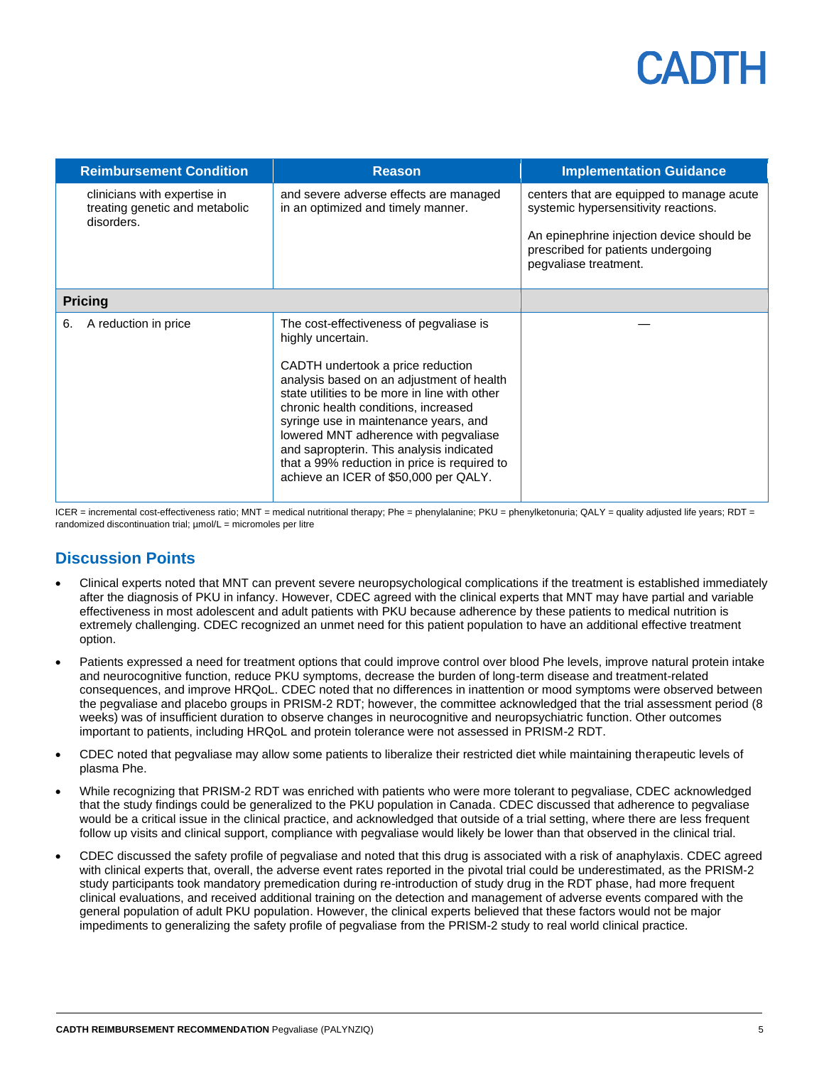| Reimbursement Condition | Reason | Implementation Guidance |
| --- | --- | --- |
| clinicians with expertise in treating genetic and metabolic disorders. | and severe adverse effects are managed in an optimized and timely manner. | centers that are equipped to manage acute systemic hypersensitivity reactions.<br><br>An epinephrine injection device should be prescribed for patients undergoing pegvaliase treatment. |
| **Pricing** | | |
| 6. A reduction in price | The cost-effectiveness of pegvaliase is highly uncertain.<br><br>CADTH undertook a price reduction analysis based on an adjustment of health state utilities to be more in line with other chronic health conditions, increased syringe use in maintenance years, and lowered MNT adherence with pegvaliase and sapropterin. This analysis indicated that a 99% reduction in price is required to achieve an ICER of $50,000 per QALY. | — |

ICER = incremental cost-effectiveness ratio; MNT = medical nutritional therapy; Phe = phenylalanine; PKU = phenylketonuria; QALY = quality adjusted life years; RDT = randomized discontinuation trial; µmol/L = micromoles per litre

## Discussion Points

- Clinical experts noted that MNT can prevent severe neuropsychological complications if the treatment is established immediately after the diagnosis of PKU in infancy. However, CDEC agreed with the clinical experts that MNT may have partial and variable effectiveness in most adolescent and adult patients with PKU because adherence by these patients to medical nutrition is extremely challenging. CDEC recognized an unmet need for this patient population to have an additional effective treatment option.
- Patients expressed a need for treatment options that could improve control over blood Phe levels, improve natural protein intake and neurocognitive function, reduce PKU symptoms, decrease the burden of long-term disease and treatment-related consequences, and improve HRQoL. CDEC noted that no differences in inattention or mood symptoms were observed between the pegvaliase and placebo groups in PRISM-2 RDT; however, the committee acknowledged that the trial assessment period (8 weeks) was of insufficient duration to observe changes in neurocognitive and neuropsychiatric function. Other outcomes important to patients, including HRQoL and protein tolerance were not assessed in PRISM-2 RDT.
- CDEC noted that pegvaliase may allow some patients to liberalize their restricted diet while maintaining therapeutic levels of plasma Phe.
- While recognizing that PRISM-2 RDT was enriched with patients who were more tolerant to pegvaliase, CDEC acknowledged that the study findings could be generalized to the PKU population in Canada. CDEC discussed that adherence to pegvaliase would be a critical issue in the clinical practice, and acknowledged that outside of a trial setting, where there are less frequent follow up visits and clinical support, compliance with pegvaliase would likely be lower than that observed in the clinical trial.
- CDEC discussed the safety profile of pegvaliase and noted that this drug is associated with a risk of anaphylaxis. CDEC agreed with clinical experts that, overall, the adverse event rates reported in the pivotal trial could be underestimated, as the PRISM-2 study participants took mandatory premedication during re-introduction of study drug in the RDT phase, had more frequent clinical evaluations, and received additional training on the detection and management of adverse events compared with the general population of adult PKU population. However, the clinical experts believed that these factors would not be major impediments to generalizing the safety profile of pegvaliase from the PRISM-2 study to real world clinical practice.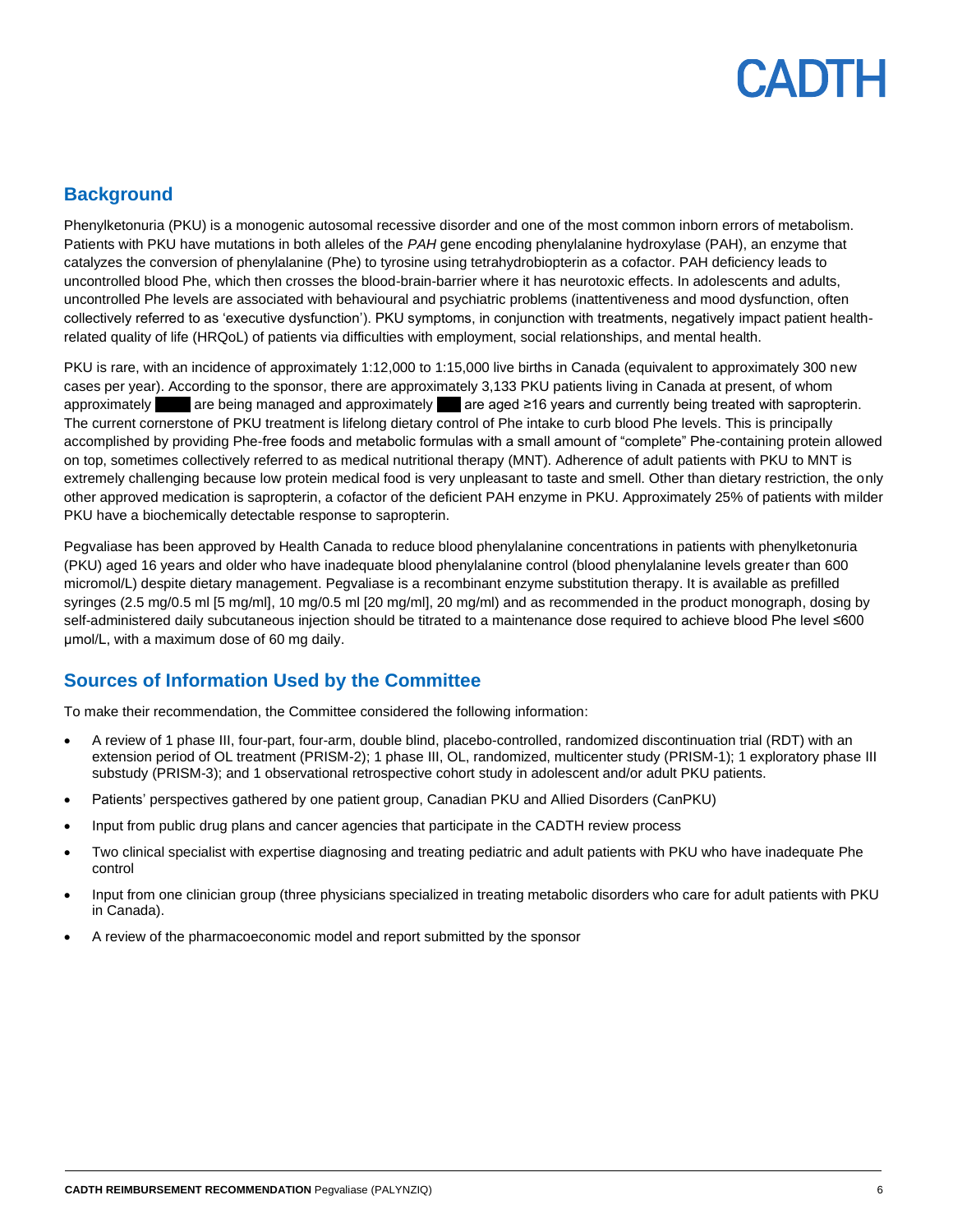## Background

Phenylketonuria (PKU) is a monogenic autosomal recessive disorder and one of the most common inborn errors of metabolism. Patients with PKU have mutations in both alleles of the *PAH* gene encoding phenylalanine hydroxylase (PAH), an enzyme that catalyzes the conversion of phenylalanine (Phe) to tyrosine using tetrahydrobiopterin as a cofactor. PAH deficiency leads to uncontrolled blood Phe, which then crosses the blood-brain-barrier where it has neurotoxic effects. In adolescents and adults, uncontrolled Phe levels are associated with behavioural and psychiatric problems (inattentiveness and mood dysfunction, often collectively referred to as 'executive dysfunction'). PKU symptoms, in conjunction with treatments, negatively impact patient health-related quality of life (HRQoL) of patients via difficulties with employment, social relationships, and mental health.

PKU is rare, with an incidence of approximately 1:12,000 to 1:15,000 live births in Canada (equivalent to approximately 300 new cases per year). According to the sponsor, there are approximately 3,133 PKU patients living in Canada at present, of whom approximately ████ are being managed and approximately ███ are aged ≥16 years and currently being treated with sapropterin. The current cornerstone of PKU treatment is lifelong dietary control of Phe intake to curb blood Phe levels. This is principally accomplished by providing Phe-free foods and metabolic formulas with a small amount of "complete" Phe-containing protein allowed on top, sometimes collectively referred to as medical nutritional therapy (MNT). Adherence of adult patients with PKU to MNT is extremely challenging because low protein medical food is very unpleasant to taste and smell. Other than dietary restriction, the only other approved medication is sapropterin, a cofactor of the deficient PAH enzyme in PKU. Approximately 25% of patients with milder PKU have a biochemically detectable response to sapropterin.

Pegvaliase has been approved by Health Canada to reduce blood phenylalanine concentrations in patients with phenylketonuria (PKU) aged 16 years and older who have inadequate blood phenylalanine control (blood phenylalanine levels greater than 600 micromol/L) despite dietary management. Pegvaliase is a recombinant enzyme substitution therapy. It is available as prefilled syringes (2.5 mg/0.5 ml [5 mg/ml], 10 mg/0.5 ml [20 mg/ml], 20 mg/ml) and as recommended in the product monograph, dosing by self-administered daily subcutaneous injection should be titrated to a maintenance dose required to achieve blood Phe level ≤600 µmol/L, with a maximum dose of 60 mg daily.

## Sources of Information Used by the Committee

To make their recommendation, the Committee considered the following information:

- A review of 1 phase III, four-part, four-arm, double blind, placebo-controlled, randomized discontinuation trial (RDT) with an extension period of OL treatment (PRISM-2); 1 phase III, OL, randomized, multicenter study (PRISM-1); 1 exploratory phase III substudy (PRISM-3); and 1 observational retrospective cohort study in adolescent and/or adult PKU patients.
- Patients' perspectives gathered by one patient group, Canadian PKU and Allied Disorders (CanPKU)
- Input from public drug plans and cancer agencies that participate in the CADTH review process
- Two clinical specialist with expertise diagnosing and treating pediatric and adult patients with PKU who have inadequate Phe control
- Input from one clinician group (three physicians specialized in treating metabolic disorders who care for adult patients with PKU in Canada).
- A review of the pharmacoeconomic model and report submitted by the sponsor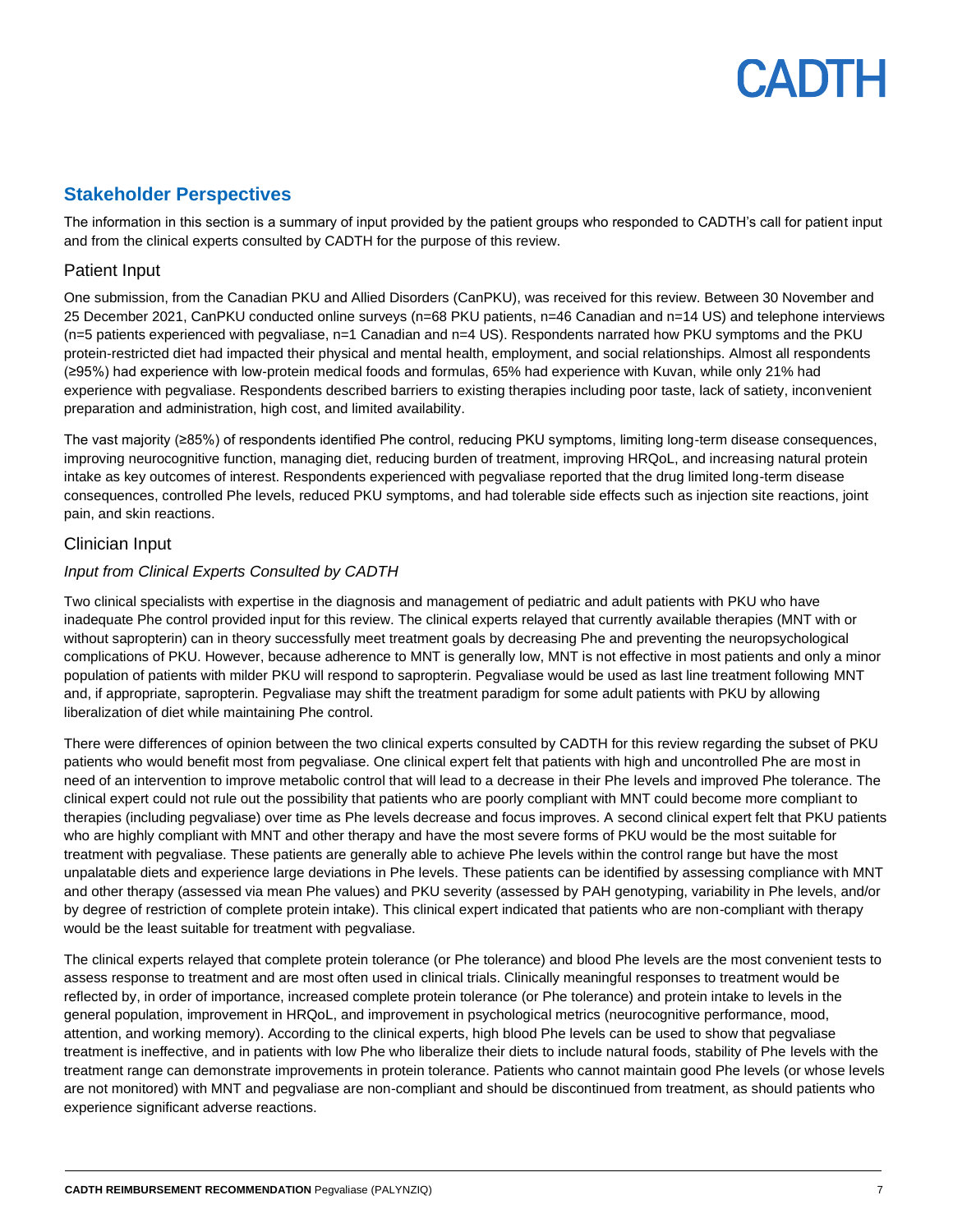## Stakeholder Perspectives

The information in this section is a summary of input provided by the patient groups who responded to CADTH's call for patient input and from the clinical experts consulted by CADTH for the purpose of this review.

### Patient Input

One submission, from the Canadian PKU and Allied Disorders (CanPKU), was received for this review. Between 30 November and 25 December 2021, CanPKU conducted online surveys (n=68 PKU patients, n=46 Canadian and n=14 US) and telephone interviews (n=5 patients experienced with pegvaliase, n=1 Canadian and n=4 US). Respondents narrated how PKU symptoms and the PKU protein-restricted diet had impacted their physical and mental health, employment, and social relationships. Almost all respondents (≥95%) had experience with low-protein medical foods and formulas, 65% had experience with Kuvan, while only 21% had experience with pegvaliase. Respondents described barriers to existing therapies including poor taste, lack of satiety, inconvenient preparation and administration, high cost, and limited availability.

The vast majority (≥85%) of respondents identified Phe control, reducing PKU symptoms, limiting long-term disease consequences, improving neurocognitive function, managing diet, reducing burden of treatment, improving HRQoL, and increasing natural protein intake as key outcomes of interest. Respondents experienced with pegvaliase reported that the drug limited long-term disease consequences, controlled Phe levels, reduced PKU symptoms, and had tolerable side effects such as injection site reactions, joint pain, and skin reactions.

### Clinician Input

#### *Input from Clinical Experts Consulted by CADTH*

Two clinical specialists with expertise in the diagnosis and management of pediatric and adult patients with PKU who have inadequate Phe control provided input for this review. The clinical experts relayed that currently available therapies (MNT with or without sapropterin) can in theory successfully meet treatment goals by decreasing Phe and preventing the neuropsychological complications of PKU. However, because adherence to MNT is generally low, MNT is not effective in most patients and only a minor population of patients with milder PKU will respond to sapropterin. Pegvaliase would be used as last line treatment following MNT and, if appropriate, sapropterin. Pegvaliase may shift the treatment paradigm for some adult patients with PKU by allowing liberalization of diet while maintaining Phe control.

There were differences of opinion between the two clinical experts consulted by CADTH for this review regarding the subset of PKU patients who would benefit most from pegvaliase. One clinical expert felt that patients with high and uncontrolled Phe are most in need of an intervention to improve metabolic control that will lead to a decrease in their Phe levels and improved Phe tolerance. The clinical expert could not rule out the possibility that patients who are poorly compliant with MNT could become more compliant to therapies (including pegvaliase) over time as Phe levels decrease and focus improves. A second clinical expert felt that PKU patients who are highly compliant with MNT and other therapy and have the most severe forms of PKU would be the most suitable for treatment with pegvaliase. These patients are generally able to achieve Phe levels within the control range but have the most unpalatable diets and experience large deviations in Phe levels. These patients can be identified by assessing compliance with MNT and other therapy (assessed via mean Phe values) and PKU severity (assessed by PAH genotyping, variability in Phe levels, and/or by degree of restriction of complete protein intake). This clinical expert indicated that patients who are non-compliant with therapy would be the least suitable for treatment with pegvaliase.

The clinical experts relayed that complete protein tolerance (or Phe tolerance) and blood Phe levels are the most convenient tests to assess response to treatment and are most often used in clinical trials. Clinically meaningful responses to treatment would be reflected by, in order of importance, increased complete protein tolerance (or Phe tolerance) and protein intake to levels in the general population, improvement in HRQoL, and improvement in psychological metrics (neurocognitive performance, mood, attention, and working memory). According to the clinical experts, high blood Phe levels can be used to show that pegvaliase treatment is ineffective, and in patients with low Phe who liberalize their diets to include natural foods, stability of Phe levels with the treatment range can demonstrate improvements in protein tolerance. Patients who cannot maintain good Phe levels (or whose levels are not monitored) with MNT and pegvaliase are non-compliant and should be discontinued from treatment, as should patients who experience significant adverse reactions.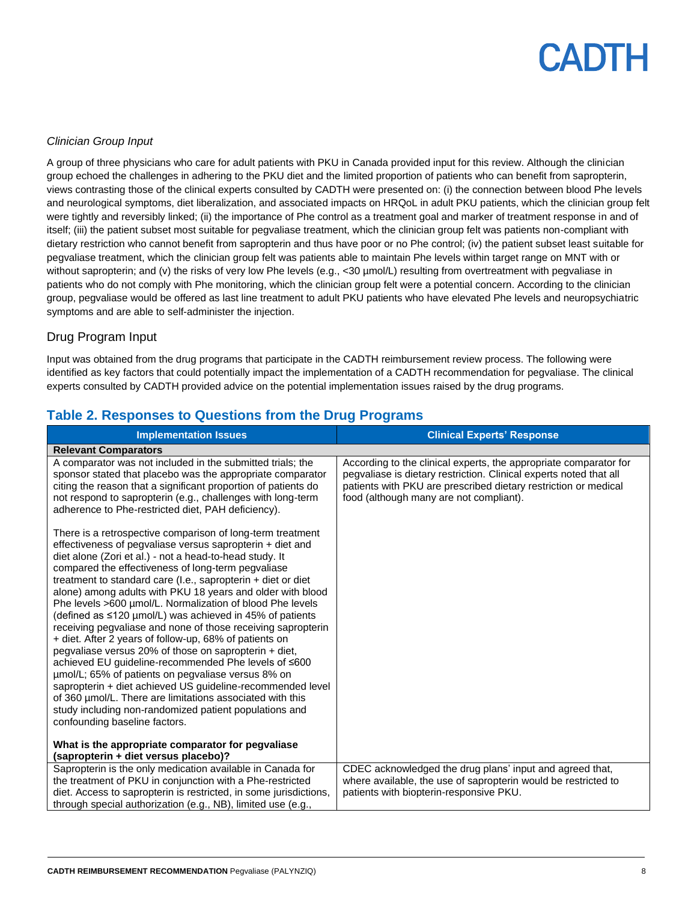*Clinician Group Input*

A group of three physicians who care for adult patients with PKU in Canada provided input for this review. Although the clinician group echoed the challenges in adhering to the PKU diet and the limited proportion of patients who can benefit from sapropterin, views contrasting those of the clinical experts consulted by CADTH were presented on: (i) the connection between blood Phe levels and neurological symptoms, diet liberalization, and associated impacts on HRQoL in adult PKU patients, which the clinician group felt were tightly and reversibly linked; (ii) the importance of Phe control as a treatment goal and marker of treatment response in and of itself; (iii) the patient subset most suitable for pegvaliase treatment, which the clinician group felt was patients non-compliant with dietary restriction who cannot benefit from sapropterin and thus have poor or no Phe control; (iv) the patient subset least suitable for pegvaliase treatment, which the clinician group felt was patients able to maintain Phe levels within target range on MNT with or without sapropterin; and (v) the risks of very low Phe levels (e.g., <30 µmol/L) resulting from overtreatment with pegvaliase in patients who do not comply with Phe monitoring, which the clinician group felt were a potential concern. According to the clinician group, pegvaliase would be offered as last line treatment to adult PKU patients who have elevated Phe levels and neuropsychiatric symptoms and are able to self-administer the injection.

## Drug Program Input

Input was obtained from the drug programs that participate in the CADTH reimbursement review process. The following were identified as key factors that could potentially impact the implementation of a CADTH recommendation for pegvaliase. The clinical experts consulted by CADTH provided advice on the potential implementation issues raised by the drug programs.

## Table 2. Responses to Questions from the Drug Programs

| Implementation Issues | Clinical Experts' Response |
|---|---|
| **Relevant Comparators** | |
| A comparator was not included in the submitted trials; the sponsor stated that placebo was the appropriate comparator citing the reason that a significant proportion of patients do not respond to sapropterin (e.g., challenges with long-term adherence to Phe-restricted diet, PAH deficiency).<br><br>There is a retrospective comparison of long-term treatment effectiveness of pegvaliase versus sapropterin + diet and diet alone (Zori et al.) - not a head-to-head study. It compared the effectiveness of long-term pegvaliase treatment to standard care (I.e., sapropterin + diet or diet alone) among adults with PKU 18 years and older with blood Phe levels >600 µmol/L. Normalization of blood Phe levels (defined as ≤120 µmol/L) was achieved in 45% of patients receiving pegvaliase and none of those receiving sapropterin + diet. After 2 years of follow-up, 68% of patients on pegvaliase versus 20% of those on sapropterin + diet, achieved EU guideline-recommended Phe levels of ≤600 µmol/L; 65% of patients on pegvaliase versus 8% on sapropterin + diet achieved US guideline-recommended level of 360 µmol/L. There are limitations associated with this study including non-randomized patient populations and confounding baseline factors.<br><br>**What is the appropriate comparator for pegvaliase (sapropterin + diet versus placebo)?** | According to the clinical experts, the appropriate comparator for pegvaliase is dietary restriction. Clinical experts noted that all patients with PKU are prescribed dietary restriction or medical food (although many are not compliant). |
| Sapropterin is the only medication available in Canada for the treatment of PKU in conjunction with a Phe-restricted diet. Access to sapropterin is restricted, in some jurisdictions, through special authorization (e.g., NB), limited use (e.g., | CDEC acknowledged the drug plans' input and agreed that, where available, the use of sapropterin would be restricted to patients with biopterin-responsive PKU. |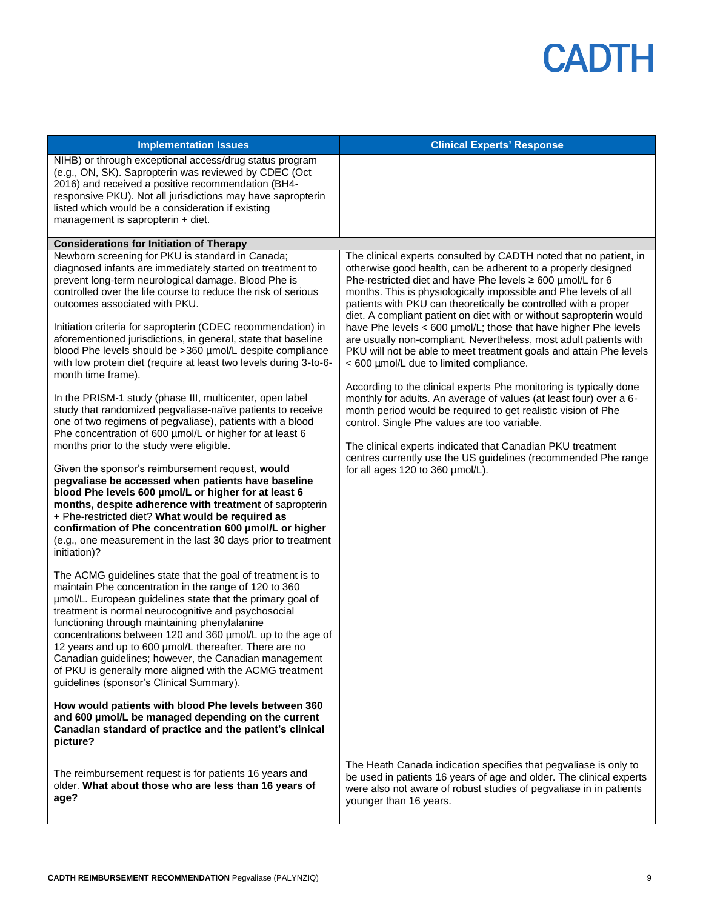| Implementation Issues | Clinical Experts' Response |
|---|---|
| NIHB) or through exceptional access/drug status program (e.g., ON, SK). Sapropterin was reviewed by CDEC (Oct 2016) and received a positive recommendation (BH4-responsive PKU). Not all jurisdictions may have sapropterin listed which would be a consideration if existing management is sapropterin + diet. | |
| **Considerations for Initiation of Therapy** | |
| Newborn screening for PKU is standard in Canada; diagnosed infants are immediately started on treatment to prevent long-term neurological damage. Blood Phe is controlled over the life course to reduce the risk of serious outcomes associated with PKU.<br><br>Initiation criteria for sapropterin (CDEC recommendation) in aforementioned jurisdictions, in general, state that baseline blood Phe levels should be >360 µmol/L despite compliance with low protein diet (require at least two levels during 3-to-6-month time frame).<br><br>In the PRISM-1 study (phase III, multicenter, open label study that randomized pegvaliase-naïve patients to receive one of two regimens of pegvaliase), patients with a blood Phe concentration of 600 µmol/L or higher for at least 6 months prior to the study were eligible.<br><br>Given the sponsor's reimbursement request, **would pegvaliase be accessed when patients have baseline blood Phe levels 600 µmol/L or higher for at least 6 months, despite adherence with treatment** of sapropterin + Phe-restricted diet? **What would be required as confirmation of Phe concentration 600 µmol/L or higher** (e.g., one measurement in the last 30 days prior to treatment initiation)?<br><br>The ACMG guidelines state that the goal of treatment is to maintain Phe concentration in the range of 120 to 360 µmol/L. European guidelines state that the primary goal of treatment is normal neurocognitive and psychosocial functioning through maintaining phenylalanine concentrations between 120 and 360 µmol/L up to the age of 12 years and up to 600 µmol/L thereafter. There are no Canadian guidelines; however, the Canadian management of PKU is generally more aligned with the ACMG treatment guidelines (sponsor's Clinical Summary).<br><br>**How would patients with blood Phe levels between 360 and 600 µmol/L be managed depending on the current Canadian standard of practice and the patient's clinical picture?** | The clinical experts consulted by CADTH noted that no patient, in otherwise good health, can be adherent to a properly designed Phe-restricted diet and have Phe levels ≥ 600 µmol/L for 6 months. This is physiologically impossible and Phe levels of all patients with PKU can theoretically be controlled with a proper diet. A compliant patient on diet with or without sapropterin would have Phe levels < 600 µmol/L; those that have higher Phe levels are usually non-compliant. Nevertheless, most adult patients with PKU will not be able to meet treatment goals and attain Phe levels < 600 µmol/L due to limited compliance.<br><br>According to the clinical experts Phe monitoring is typically done monthly for adults. An average of values (at least four) over a 6-month period would be required to get realistic vision of Phe control. Single Phe values are too variable.<br><br>The clinical experts indicated that Canadian PKU treatment centres currently use the US guidelines (recommended Phe range for all ages 120 to 360 µmol/L). |
| The reimbursement request is for patients 16 years and older. **What about those who are less than 16 years of age?** | The Heath Canada indication specifies that pegvaliase is only to be used in patients 16 years of age and older. The clinical experts were also not aware of robust studies of pegvaliase in in patients younger than 16 years. |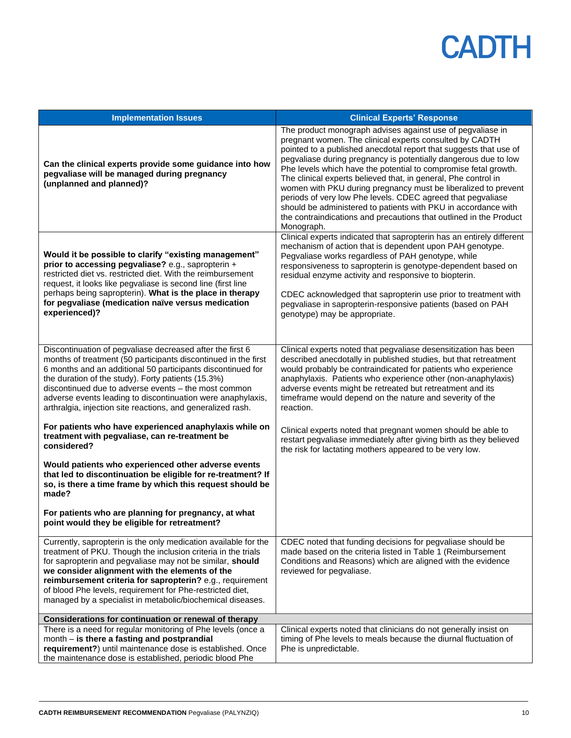| Implementation Issues | Clinical Experts' Response |
|---|---|
| **Can the clinical experts provide some guidance into how pegvaliase will be managed during pregnancy (unplanned and planned)?** | The product monograph advises against use of pegvaliase in pregnant women. The clinical experts consulted by CADTH pointed to a published anecdotal report that suggests that use of pegvaliase during pregnancy is potentially dangerous due to low Phe levels which have the potential to compromise fetal growth. The clinical experts believed that, in general, Phe control in women with PKU during pregnancy must be liberalized to prevent periods of very low Phe levels. CDEC agreed that pegvaliase should be administered to patients with PKU in accordance with the contraindications and precautions that outlined in the Product Monograph. |
| **Would it be possible to clarify "existing management" prior to accessing pegvaliase?** e.g., sapropterin + restricted diet vs. restricted diet. With the reimbursement request, it looks like pegvaliase is second line (first line perhaps being sapropterin). **What is the place in therapy for pegvaliase (medication naïve versus medication experienced)?** | Clinical experts indicated that sapropterin has an entirely different mechanism of action that is dependent upon PAH genotype. Pegvaliase works regardless of PAH genotype, while responsiveness to sapropterin is genotype-dependent based on residual enzyme activity and responsive to biopterin.<br><br>CDEC acknowledged that sapropterin use prior to treatment with pegvaliase in sapropterin-responsive patients (based on PAH genotype) may be appropriate. |
| Discontinuation of pegvaliase decreased after the first 6 months of treatment (50 participants discontinued in the first 6 months and an additional 50 participants discontinued for the duration of the study). Forty patients (15.3%) discontinued due to adverse events – the most common adverse events leading to discontinuation were anaphylaxis, arthralgia, injection site reactions, and generalized rash.<br><br>**For patients who have experienced anaphylaxis while on treatment with pegvaliase, can re-treatment be considered?**<br><br>**Would patients who experienced other adverse events that led to discontinuation be eligible for re-treatment? If so, is there a time frame by which this request should be made?**<br><br>**For patients who are planning for pregnancy, at what point would they be eligible for retreatment?** | Clinical experts noted that pegvaliase desensitization has been described anecdotally in published studies, but that retreatment would probably be contraindicated for patients who experience anaphylaxis. Patients who experience other (non-anaphylaxis) adverse events might be retreated but retreatment and its timeframe would depend on the nature and severity of the reaction.<br><br>Clinical experts noted that pregnant women should be able to restart pegvaliase immediately after giving birth as they believed the risk for lactating mothers appeared to be very low. |
| Currently, sapropterin is the only medication available for the treatment of PKU. Though the inclusion criteria in the trials for sapropterin and pegvaliase may not be similar, **should we consider alignment with the elements of the reimbursement criteria for sapropterin?** e.g., requirement of blood Phe levels, requirement for Phe-restricted diet, managed by a specialist in metabolic/biochemical diseases. | CDEC noted that funding decisions for pegvaliase should be made based on the criteria listed in Table 1 (Reimbursement Conditions and Reasons) which are aligned with the evidence reviewed for pegvaliase. |
| **Considerations for continuation or renewal of therapy** | |
| There is a need for regular monitoring of Phe levels (once a month – **is there a fasting and postprandial requirement?**) until maintenance dose is established. Once the maintenance dose is established, periodic blood Phe | Clinical experts noted that clinicians do not generally insist on timing of Phe levels to meals because the diurnal fluctuation of Phe is unpredictable. |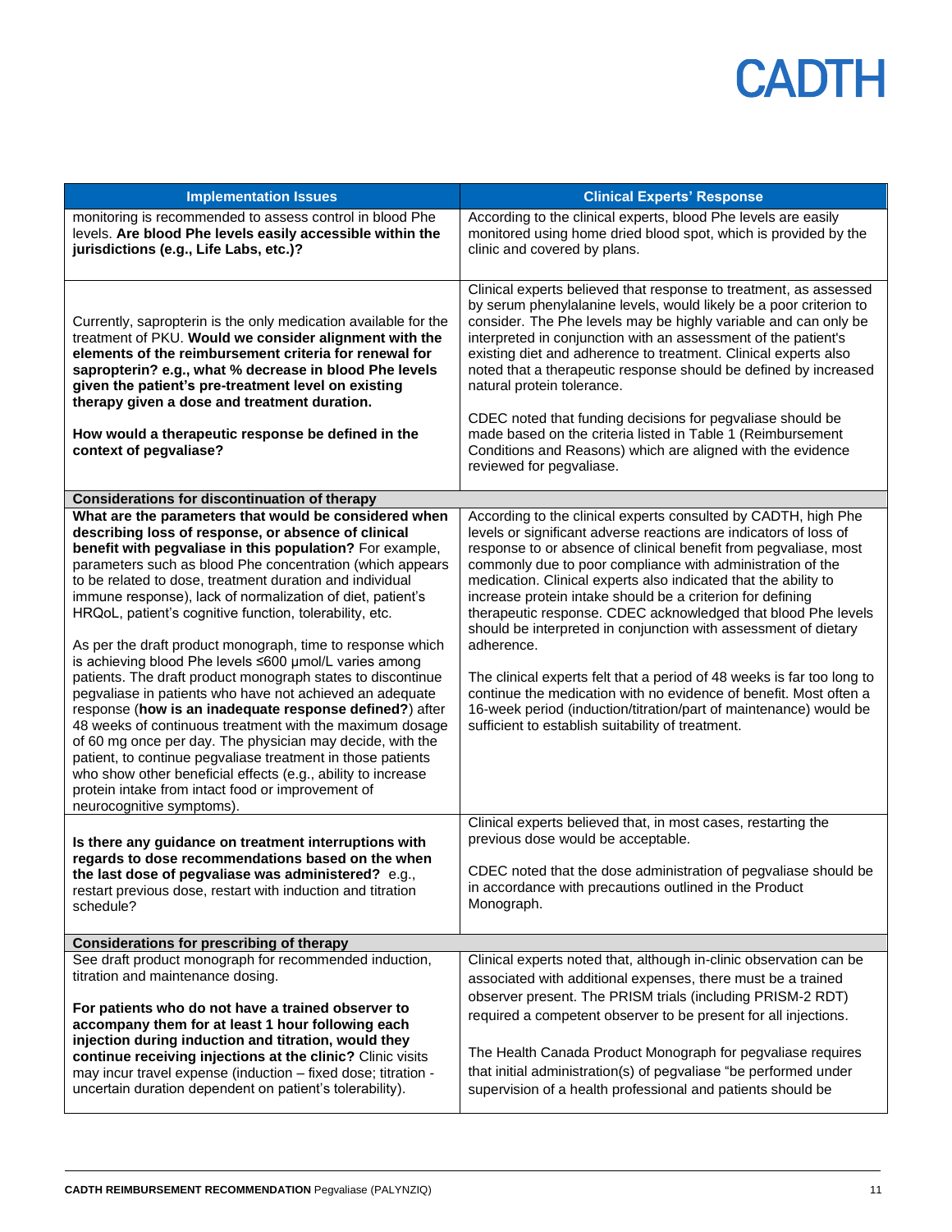| Implementation Issues | Clinical Experts' Response |
|---|---|
| monitoring is recommended to assess control in blood Phe levels. **Are blood Phe levels easily accessible within the jurisdictions (e.g., Life Labs, etc.)?** | According to the clinical experts, blood Phe levels are easily monitored using home dried blood spot, which is provided by the clinic and covered by plans. |
| Currently, sapropterin is the only medication available for the treatment of PKU. **Would we consider alignment with the elements of the reimbursement criteria for renewal for sapropterin? e.g., what % decrease in blood Phe levels given the patient's pre-treatment level on existing therapy given a dose and treatment duration.**<br><br>**How would a therapeutic response be defined in the context of pegvaliase?** | Clinical experts believed that response to treatment, as assessed by serum phenylalanine levels, would likely be a poor criterion to consider. The Phe levels may be highly variable and can only be interpreted in conjunction with an assessment of the patient's existing diet and adherence to treatment. Clinical experts also noted that a therapeutic response should be defined by increased natural protein tolerance.<br><br>CDEC noted that funding decisions for pegvaliase should be made based on the criteria listed in Table 1 (Reimbursement Conditions and Reasons) which are aligned with the evidence reviewed for pegvaliase. |
| **Considerations for discontinuation of therapy** | |
| **What are the parameters that would be considered when describing loss of response, or absence of clinical benefit with pegvaliase in this population?** For example, parameters such as blood Phe concentration (which appears to be related to dose, treatment duration and individual immune response), lack of normalization of diet, patient's HRQoL, patient's cognitive function, tolerability, etc.<br><br>As per the draft product monograph, time to response which is achieving blood Phe levels ≤600 µmol/L varies among patients. The draft product monograph states to discontinue pegvaliase in patients who have not achieved an adequate response (**how is an inadequate response defined?**) after 48 weeks of continuous treatment with the maximum dosage of 60 mg once per day. The physician may decide, with the patient, to continue pegvaliase treatment in those patients who show other beneficial effects (e.g., ability to increase protein intake from intact food or improvement of neurocognitive symptoms). | According to the clinical experts consulted by CADTH, high Phe levels or significant adverse reactions are indicators of loss of response to or absence of clinical benefit from pegvaliase, most commonly due to poor compliance with administration of the medication. Clinical experts also indicated that the ability to increase protein intake should be a criterion for defining therapeutic response. CDEC acknowledged that blood Phe levels should be interpreted in conjunction with assessment of dietary adherence.<br><br>The clinical experts felt that a period of 48 weeks is far too long to continue the medication with no evidence of benefit. Most often a 16-week period (induction/titration/part of maintenance) would be sufficient to establish suitability of treatment. |
| **Is there any guidance on treatment interruptions with regards to dose recommendations based on the when the last dose of pegvaliase was administered?** e.g., restart previous dose, restart with induction and titration schedule? | Clinical experts believed that, in most cases, restarting the previous dose would be acceptable.<br><br>CDEC noted that the dose administration of pegvaliase should be in accordance with precautions outlined in the Product Monograph. |
| **Considerations for prescribing of therapy** | |
| See draft product monograph for recommended induction, titration and maintenance dosing.<br><br>**For patients who do not have a trained observer to accompany them for at least 1 hour following each injection during induction and titration, would they continue receiving injections at the clinic?** Clinic visits may incur travel expense (induction – fixed dose; titration - uncertain duration dependent on patient's tolerability). | Clinical experts noted that, although in-clinic observation can be associated with additional expenses, there must be a trained observer present. The PRISM trials (including PRISM-2 RDT) required a competent observer to be present for all injections.<br><br>The Health Canada Product Monograph for pegvaliase requires that initial administration(s) of pegvaliase "be performed under supervision of a health professional and patients should be |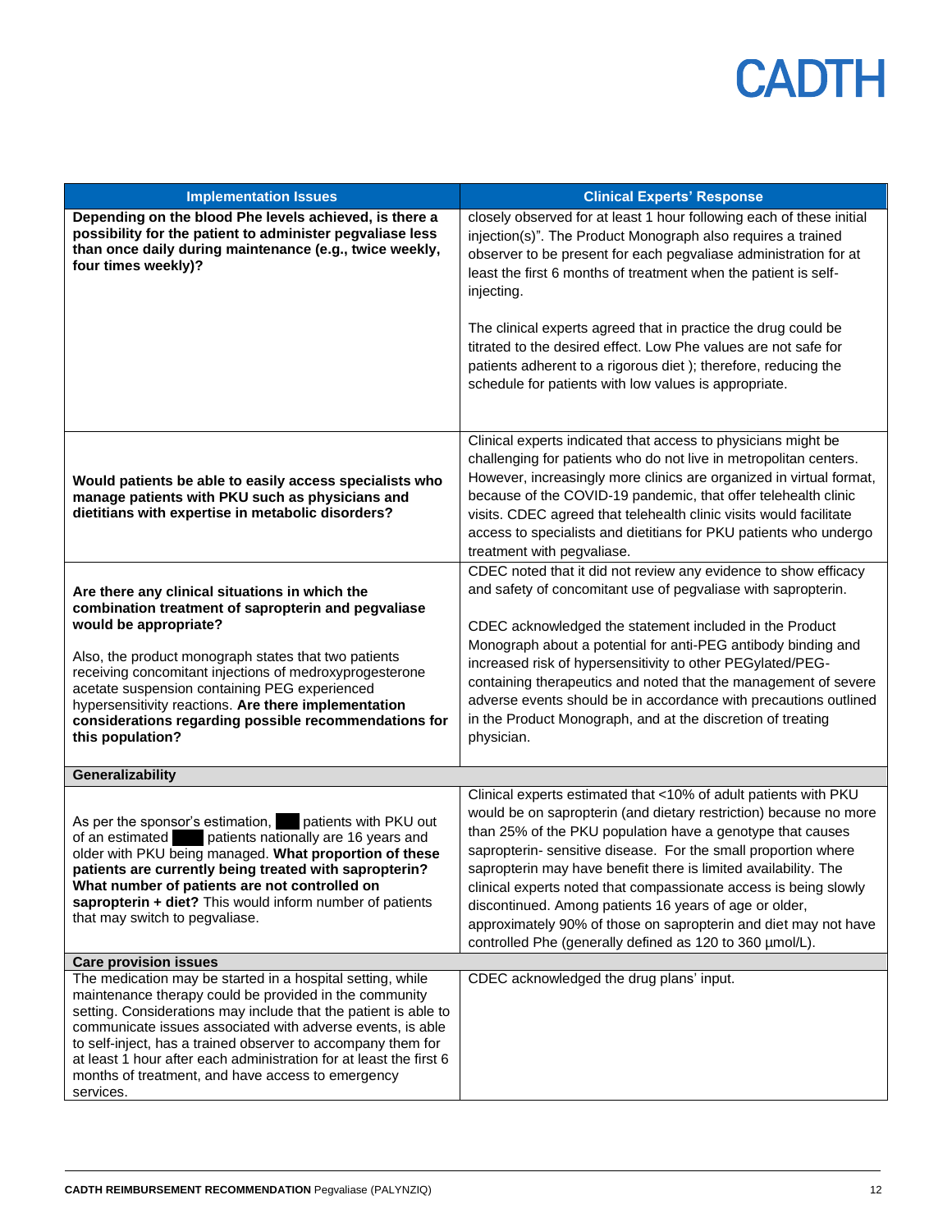| Implementation Issues | Clinical Experts' Response |
|---|---|
| **Depending on the blood Phe levels achieved, is there a possibility for the patient to administer pegvaliase less than once daily during maintenance (e.g., twice weekly, four times weekly)?** | closely observed for at least 1 hour following each of these initial injection(s)". The Product Monograph also requires a trained observer to be present for each pegvaliase administration for at least the first 6 months of treatment when the patient is self-injecting.<br><br>The clinical experts agreed that in practice the drug could be titrated to the desired effect. Low Phe values are not safe for patients adherent to a rigorous diet ); therefore, reducing the schedule for patients with low values is appropriate. |
| **Would patients be able to easily access specialists who manage patients with PKU such as physicians and dietitians with expertise in metabolic disorders?** | Clinical experts indicated that access to physicians might be challenging for patients who do not live in metropolitan centers. However, increasingly more clinics are organized in virtual format, because of the COVID-19 pandemic, that offer telehealth clinic visits. CDEC agreed that telehealth clinic visits would facilitate access to specialists and dietitians for PKU patients who undergo treatment with pegvaliase. |
| **Are there any clinical situations in which the combination treatment of sapropterin and pegvaliase would be appropriate?**<br><br>Also, the product monograph states that two patients receiving concomitant injections of medroxyprogesterone acetate suspension containing PEG experienced hypersensitivity reactions. **Are there implementation considerations regarding possible recommendations for this population?** | CDEC noted that it did not review any evidence to show efficacy and safety of concomitant use of pegvaliase with sapropterin.<br><br>CDEC acknowledged the statement included in the Product Monograph about a potential for anti-PEG antibody binding and increased risk of hypersensitivity to other PEGylated/PEG-containing therapeutics and noted that the management of severe adverse events should be in accordance with precautions outlined in the Product Monograph, and at the discretion of treating physician. |
| **Generalizability** | |
| As per the sponsor's estimation, ███ patients with PKU out of an estimated ████ patients nationally are 16 years and older with PKU being managed. **What proportion of these patients are currently being treated with sapropterin? What number of patients are not controlled on sapropterin + diet?** This would inform number of patients that may switch to pegvaliase. | Clinical experts estimated that <10% of adult patients with PKU would be on sapropterin (and dietary restriction) because no more than 25% of the PKU population have a genotype that causes sapropterin- sensitive disease. For the small proportion where sapropterin may have benefit there is limited availability. The clinical experts noted that compassionate access is being slowly discontinued. Among patients 16 years of age or older, approximately 90% of those on sapropterin and diet may not have controlled Phe (generally defined as 120 to 360 µmol/L). |
| **Care provision issues** | |
| The medication may be started in a hospital setting, while maintenance therapy could be provided in the community setting. Considerations may include that the patient is able to communicate issues associated with adverse events, is able to self-inject, has a trained observer to accompany them for at least 1 hour after each administration for at least the first 6 months of treatment, and have access to emergency services. | CDEC acknowledged the drug plans' input. |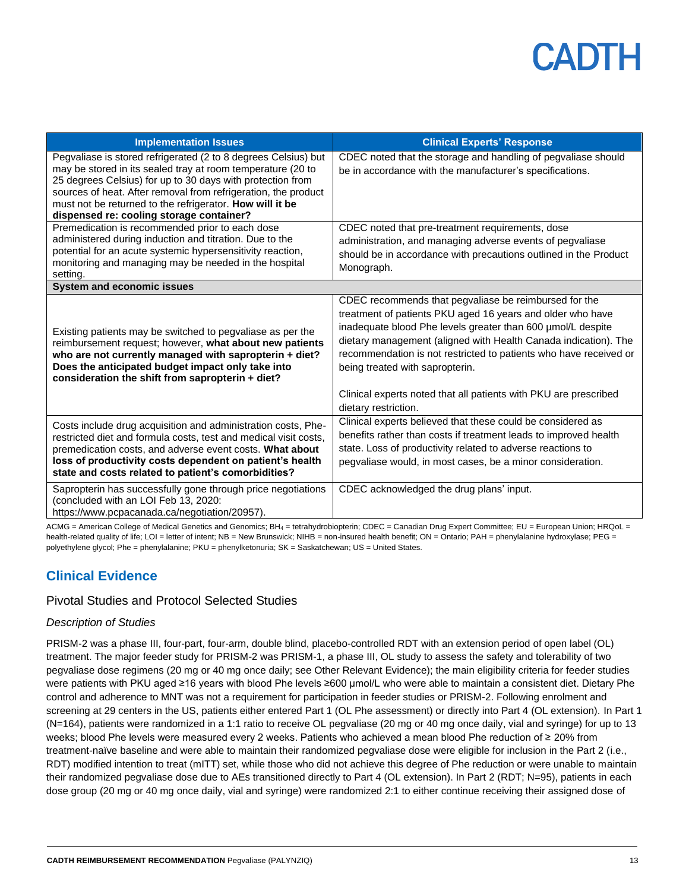| Implementation Issues | Clinical Experts' Response |
| --- | --- |
| Pegvaliase is stored refrigerated (2 to 8 degrees Celsius) but may be stored in its sealed tray at room temperature (20 to 25 degrees Celsius) for up to 30 days with protection from sources of heat. After removal from refrigeration, the product must not be returned to the refrigerator. **How will it be dispensed re: cooling storage container?** | CDEC noted that the storage and handling of pegvaliase should be in accordance with the manufacturer's specifications. |
| Premedication is recommended prior to each dose administered during induction and titration. Due to the potential for an acute systemic hypersensitivity reaction, monitoring and managing may be needed in the hospital setting. | CDEC noted that pre-treatment requirements, dose administration, and managing adverse events of pegvaliase should be in accordance with precautions outlined in the Product Monograph. |
| **System and economic issues** | |
| Existing patients may be switched to pegvaliase as per the reimbursement request; however, **what about new patients who are not currently managed with sapropterin + diet? Does the anticipated budget impact only take into consideration the shift from sapropterin + diet?** | CDEC recommends that pegvaliase be reimbursed for the treatment of patients PKU aged 16 years and older who have inadequate blood Phe levels greater than 600 µmol/L despite dietary management (aligned with Health Canada indication). The recommendation is not restricted to patients who have received or being treated with sapropterin.<br><br>Clinical experts noted that all patients with PKU are prescribed dietary restriction. |
| Costs include drug acquisition and administration costs, Phe-restricted diet and formula costs, test and medical visit costs, premedication costs, and adverse event costs. **What about loss of productivity costs dependent on patient's health state and costs related to patient's comorbidities?** | Clinical experts believed that these could be considered as benefits rather than costs if treatment leads to improved health state. Loss of productivity related to adverse reactions to pegvaliase would, in most cases, be a minor consideration. |
| Sapropterin has successfully gone through price negotiations (concluded with an LOI Feb 13, 2020: https://www.pcpacanada.ca/negotiation/20957). | CDEC acknowledged the drug plans' input. |

ACMG = American College of Medical Genetics and Genomics; $BH_4$ = tetrahydrobiopterin; CDEC = Canadian Drug Expert Committee; EU = European Union; HRQoL = health-related quality of life; LOI = letter of intent; NB = New Brunswick; NIHB = non-insured health benefit; ON = Ontario; PAH = phenylalanine hydroxylase; PEG = polyethylene glycol; Phe = phenylalanine; PKU = phenylketonuria; SK = Saskatchewan; US = United States.

## Clinical Evidence

### Pivotal Studies and Protocol Selected Studies

*Description of Studies*

PRISM-2 was a phase III, four-part, four-arm, double blind, placebo-controlled RDT with an extension period of open label (OL) treatment. The major feeder study for PRISM-2 was PRISM-1, a phase III, OL study to assess the safety and tolerability of two pegvaliase dose regimens (20 mg or 40 mg once daily; see Other Relevant Evidence); the main eligibility criteria for feeder studies were patients with PKU aged ≥16 years with blood Phe levels ≥600 µmol/L who were able to maintain a consistent diet. Dietary Phe control and adherence to MNT was not a requirement for participation in feeder studies or PRISM-2. Following enrolment and screening at 29 centers in the US, patients either entered Part 1 (OL Phe assessment) or directly into Part 4 (OL extension). In Part 1 (N=164), patients were randomized in a 1:1 ratio to receive OL pegvaliase (20 mg or 40 mg once daily, vial and syringe) for up to 13 weeks; blood Phe levels were measured every 2 weeks. Patients who achieved a mean blood Phe reduction of ≥ 20% from treatment-naïve baseline and were able to maintain their randomized pegvaliase dose were eligible for inclusion in the Part 2 (i.e., RDT) modified intention to treat (mITT) set, while those who did not achieve this degree of Phe reduction or were unable to maintain their randomized pegvaliase dose due to AEs transitioned directly to Part 4 (OL extension). In Part 2 (RDT; N=95), patients in each dose group (20 mg or 40 mg once daily, vial and syringe) were randomized 2:1 to either continue receiving their assigned dose of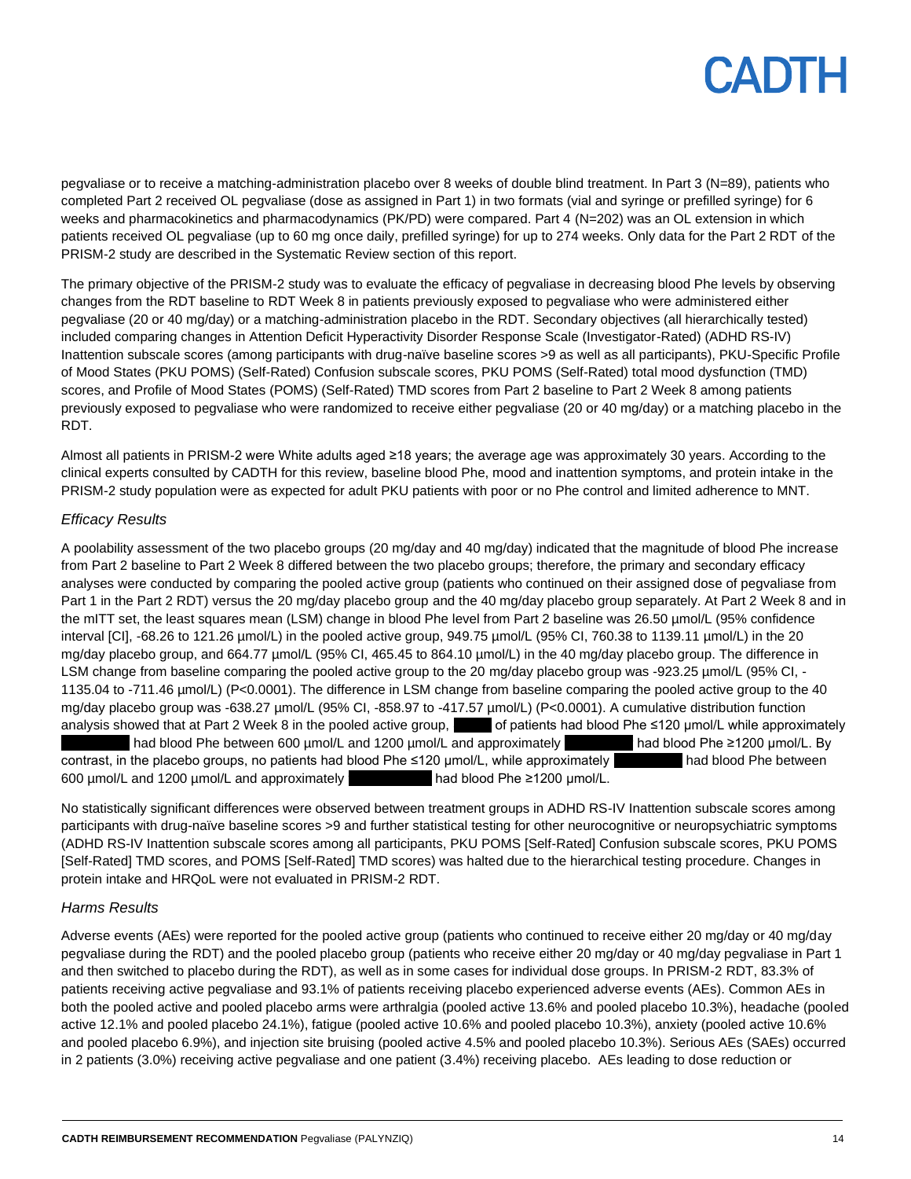pegvaliase or to receive a matching-administration placebo over 8 weeks of double blind treatment. In Part 3 (N=89), patients who completed Part 2 received OL pegvaliase (dose as assigned in Part 1) in two formats (vial and syringe or prefilled syringe) for 6 weeks and pharmacokinetics and pharmacodynamics (PK/PD) were compared. Part 4 (N=202) was an OL extension in which patients received OL pegvaliase (up to 60 mg once daily, prefilled syringe) for up to 274 weeks. Only data for the Part 2 RDT of the PRISM-2 study are described in the Systematic Review section of this report.

The primary objective of the PRISM-2 study was to evaluate the efficacy of pegvaliase in decreasing blood Phe levels by observing changes from the RDT baseline to RDT Week 8 in patients previously exposed to pegvaliase who were administered either pegvaliase (20 or 40 mg/day) or a matching-administration placebo in the RDT. Secondary objectives (all hierarchically tested) included comparing changes in Attention Deficit Hyperactivity Disorder Response Scale (Investigator-Rated) (ADHD RS-IV) Inattention subscale scores (among participants with drug-naïve baseline scores >9 as well as all participants), PKU-Specific Profile of Mood States (PKU POMS) (Self-Rated) Confusion subscale scores, PKU POMS (Self-Rated) total mood dysfunction (TMD) scores, and Profile of Mood States (POMS) (Self-Rated) TMD scores from Part 2 baseline to Part 2 Week 8 among patients previously exposed to pegvaliase who were randomized to receive either pegvaliase (20 or 40 mg/day) or a matching placebo in the RDT.

Almost all patients in PRISM-2 were White adults aged ≥18 years; the average age was approximately 30 years. According to the clinical experts consulted by CADTH for this review, baseline blood Phe, mood and inattention symptoms, and protein intake in the PRISM-2 study population were as expected for adult PKU patients with poor or no Phe control and limited adherence to MNT.

*Efficacy Results*

A poolability assessment of the two placebo groups (20 mg/day and 40 mg/day) indicated that the magnitude of blood Phe increase from Part 2 baseline to Part 2 Week 8 differed between the two placebo groups; therefore, the primary and secondary efficacy analyses were conducted by comparing the pooled active group (patients who continued on their assigned dose of pegvaliase from Part 1 in the Part 2 RDT) versus the 20 mg/day placebo group and the 40 mg/day placebo group separately. At Part 2 Week 8 and in the mITT set, the least squares mean (LSM) change in blood Phe level from Part 2 baseline was 26.50 µmol/L (95% confidence interval [CI], -68.26 to 121.26 µmol/L) in the pooled active group, 949.75 µmol/L (95% CI, 760.38 to 1139.11 µmol/L) in the 20 mg/day placebo group, and 664.77 µmol/L (95% CI, 465.45 to 864.10 µmol/L) in the 40 mg/day placebo group. The difference in LSM change from baseline comparing the pooled active group to the 20 mg/day placebo group was -923.25 µmol/L (95% CI, -1135.04 to -711.46 µmol/L) (P<0.0001). The difference in LSM change from baseline comparing the pooled active group to the 40 mg/day placebo group was -638.27 µmol/L (95% CI, -858.97 to -417.57 µmol/L) (P<0.0001). A cumulative distribution function analysis showed that at Part 2 Week 8 in the pooled active group, ████ of patients had blood Phe ≤120 µmol/L while approximately ████████ had blood Phe between 600 µmol/L and 1200 µmol/L and approximately ████████ had blood Phe ≥1200 µmol/L. By contrast, in the placebo groups, no patients had blood Phe ≤120 µmol/L, while approximately ████████ had blood Phe between 600 µmol/L and 1200 µmol/L and approximately ██████████ had blood Phe ≥1200 µmol/L.

No statistically significant differences were observed between treatment groups in ADHD RS-IV Inattention subscale scores among participants with drug-naïve baseline scores >9 and further statistical testing for other neurocognitive or neuropsychiatric symptoms (ADHD RS-IV Inattention subscale scores among all participants, PKU POMS [Self-Rated] Confusion subscale scores, PKU POMS [Self-Rated] TMD scores, and POMS [Self-Rated] TMD scores) was halted due to the hierarchical testing procedure. Changes in protein intake and HRQoL were not evaluated in PRISM-2 RDT.

*Harms Results*

Adverse events (AEs) were reported for the pooled active group (patients who continued to receive either 20 mg/day or 40 mg/day pegvaliase during the RDT) and the pooled placebo group (patients who receive either 20 mg/day or 40 mg/day pegvaliase in Part 1 and then switched to placebo during the RDT), as well as in some cases for individual dose groups. In PRISM-2 RDT, 83.3% of patients receiving active pegvaliase and 93.1% of patients receiving placebo experienced adverse events (AEs). Common AEs in both the pooled active and pooled placebo arms were arthralgia (pooled active 13.6% and pooled placebo 10.3%), headache (pooled active 12.1% and pooled placebo 24.1%), fatigue (pooled active 10.6% and pooled placebo 10.3%), anxiety (pooled active 10.6% and pooled placebo 6.9%), and injection site bruising (pooled active 4.5% and pooled placebo 10.3%). Serious AEs (SAEs) occurred in 2 patients (3.0%) receiving active pegvaliase and one patient (3.4%) receiving placebo. AEs leading to dose reduction or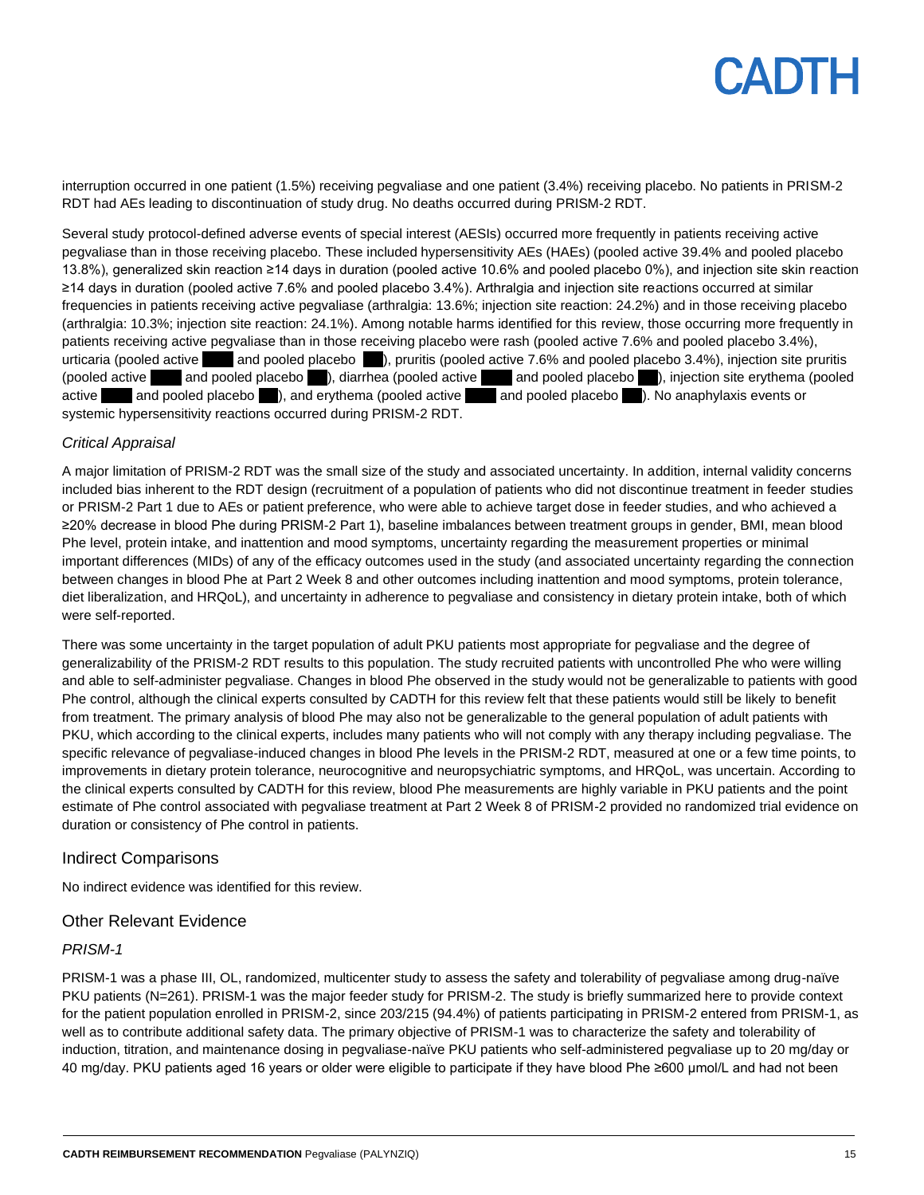interruption occurred in one patient (1.5%) receiving pegvaliase and one patient (3.4%) receiving placebo. No patients in PRISM-2 RDT had AEs leading to discontinuation of study drug. No deaths occurred during PRISM-2 RDT.

Several study protocol-defined adverse events of special interest (AESIs) occurred more frequently in patients receiving active pegvaliase than in those receiving placebo. These included hypersensitivity AEs (HAEs) (pooled active 39.4% and pooled placebo 13.8%), generalized skin reaction ≥14 days in duration (pooled active 10.6% and pooled placebo 0%), and injection site skin reaction ≥14 days in duration (pooled active 7.6% and pooled placebo 3.4%). Arthralgia and injection site reactions occurred at similar frequencies in patients receiving active pegvaliase (arthralgia: 13.6%; injection site reaction: 24.2%) and in those receiving placebo (arthralgia: 10.3%; injection site reaction: 24.1%). Among notable harms identified for this review, those occurring more frequently in patients receiving active pegvaliase than in those receiving placebo were rash (pooled active 7.6% and pooled placebo 3.4%), urticaria (pooled active ████ and pooled placebo ██), pruritis (pooled active 7.6% and pooled placebo 3.4%), injection site pruritis (pooled active ████ and pooled placebo ██), diarrhea (pooled active ████ and pooled placebo ██), injection site erythema (pooled active ████ and pooled placebo ██), and erythema (pooled active ████ and pooled placebo ██). No anaphylaxis events or systemic hypersensitivity reactions occurred during PRISM-2 RDT.

### *Critical Appraisal*

A major limitation of PRISM-2 RDT was the small size of the study and associated uncertainty. In addition, internal validity concerns included bias inherent to the RDT design (recruitment of a population of patients who did not discontinue treatment in feeder studies or PRISM-2 Part 1 due to AEs or patient preference, who were able to achieve target dose in feeder studies, and who achieved a ≥20% decrease in blood Phe during PRISM-2 Part 1), baseline imbalances between treatment groups in gender, BMI, mean blood Phe level, protein intake, and inattention and mood symptoms, uncertainty regarding the measurement properties or minimal important differences (MIDs) of any of the efficacy outcomes used in the study (and associated uncertainty regarding the connection between changes in blood Phe at Part 2 Week 8 and other outcomes including inattention and mood symptoms, protein tolerance, diet liberalization, and HRQoL), and uncertainty in adherence to pegvaliase and consistency in dietary protein intake, both of which were self-reported.

There was some uncertainty in the target population of adult PKU patients most appropriate for pegvaliase and the degree of generalizability of the PRISM-2 RDT results to this population. The study recruited patients with uncontrolled Phe who were willing and able to self-administer pegvaliase. Changes in blood Phe observed in the study would not be generalizable to patients with good Phe control, although the clinical experts consulted by CADTH for this review felt that these patients would still be likely to benefit from treatment. The primary analysis of blood Phe may also not be generalizable to the general population of adult patients with PKU, which according to the clinical experts, includes many patients who will not comply with any therapy including pegvaliase. The specific relevance of pegvaliase-induced changes in blood Phe levels in the PRISM-2 RDT, measured at one or a few time points, to improvements in dietary protein tolerance, neurocognitive and neuropsychiatric symptoms, and HRQoL, was uncertain. According to the clinical experts consulted by CADTH for this review, blood Phe measurements are highly variable in PKU patients and the point estimate of Phe control associated with pegvaliase treatment at Part 2 Week 8 of PRISM-2 provided no randomized trial evidence on duration or consistency of Phe control in patients.

## Indirect Comparisons

No indirect evidence was identified for this review.

## Other Relevant Evidence

### *PRISM-1*

PRISM-1 was a phase III, OL, randomized, multicenter study to assess the safety and tolerability of pegvaliase among drug-naïve PKU patients (N=261). PRISM-1 was the major feeder study for PRISM-2. The study is briefly summarized here to provide context for the patient population enrolled in PRISM-2, since 203/215 (94.4%) of patients participating in PRISM-2 entered from PRISM-1, as well as to contribute additional safety data. The primary objective of PRISM-1 was to characterize the safety and tolerability of induction, titration, and maintenance dosing in pegvaliase-naïve PKU patients who self-administered pegvaliase up to 20 mg/day or 40 mg/day. PKU patients aged 16 years or older were eligible to participate if they have blood Phe ≥600 µmol/L and had not been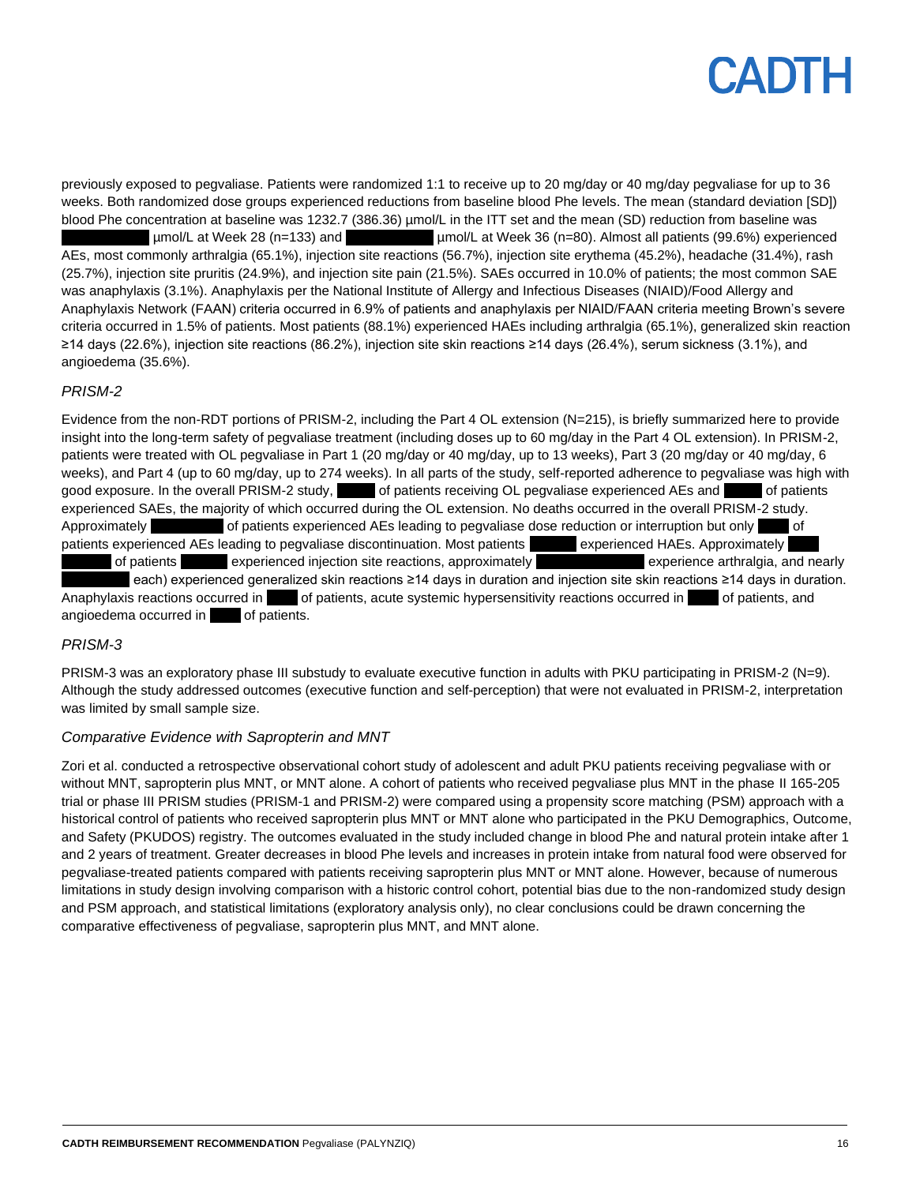previously exposed to pegvaliase. Patients were randomized 1:1 to receive up to 20 mg/day or 40 mg/day pegvaliase for up to 36 weeks. Both randomized dose groups experienced reductions from baseline blood Phe levels. The mean (standard deviation [SD]) blood Phe concentration at baseline was 1232.7 (386.36) µmol/L in the ITT set and the mean (SD) reduction from baseline was ██████ µmol/L at Week 28 (n=133) and ██████ µmol/L at Week 36 (n=80). Almost all patients (99.6%) experienced AEs, most commonly arthralgia (65.1%), injection site reactions (56.7%), injection site erythema (45.2%), headache (31.4%), rash (25.7%), injection site pruritis (24.9%), and injection site pain (21.5%). SAEs occurred in 10.0% of patients; the most common SAE was anaphylaxis (3.1%). Anaphylaxis per the National Institute of Allergy and Infectious Diseases (NIAID)/Food Allergy and Anaphylaxis Network (FAAN) criteria occurred in 6.9% of patients and anaphylaxis per NIAID/FAAN criteria meeting Brown's severe criteria occurred in 1.5% of patients. Most patients (88.1%) experienced HAEs including arthralgia (65.1%), generalized skin reaction ≥14 days (22.6%), injection site reactions (86.2%), injection site skin reactions ≥14 days (26.4%), serum sickness (3.1%), and angioedema (35.6%).

*PRISM-2*

Evidence from the non-RDT portions of PRISM-2, including the Part 4 OL extension (N=215), is briefly summarized here to provide insight into the long-term safety of pegvaliase treatment (including doses up to 60 mg/day in the Part 4 OL extension). In PRISM-2, patients were treated with OL pegvaliase in Part 1 (20 mg/day or 40 mg/day, up to 13 weeks), Part 3 (20 mg/day or 40 mg/day, 6 weeks), and Part 4 (up to 60 mg/day, up to 274 weeks). In all parts of the study, self-reported adherence to pegvaliase was high with good exposure. In the overall PRISM-2 study, ███ of patients receiving OL pegvaliase experienced AEs and ███ of patients experienced SAEs, the majority of which occurred during the OL extension. No deaths occurred in the overall PRISM-2 study. Approximately ██████ of patients experienced AEs leading to pegvaliase dose reduction or interruption but only ███ of patients experienced AEs leading to pegvaliase discontinuation. Most patients ████ experienced HAEs. Approximately ███ ████ of patients ████ experienced injection site reactions, approximately ████████ experience arthralgia, and nearly ██████ each) experienced generalized skin reactions ≥14 days in duration and injection site skin reactions ≥14 days in duration. Anaphylaxis reactions occurred in ███ of patients, acute systemic hypersensitivity reactions occurred in ███ of patients, and angioedema occurred in ███ of patients.

*PRISM-3*

PRISM-3 was an exploratory phase III substudy to evaluate executive function in adults with PKU participating in PRISM-2 (N=9). Although the study addressed outcomes (executive function and self-perception) that were not evaluated in PRISM-2, interpretation was limited by small sample size.

*Comparative Evidence with Sapropterin and MNT*

Zori et al. conducted a retrospective observational cohort study of adolescent and adult PKU patients receiving pegvaliase with or without MNT, sapropterin plus MNT, or MNT alone. A cohort of patients who received pegvaliase plus MNT in the phase II 165-205 trial or phase III PRISM studies (PRISM-1 and PRISM-2) were compared using a propensity score matching (PSM) approach with a historical control of patients who received sapropterin plus MNT or MNT alone who participated in the PKU Demographics, Outcome, and Safety (PKUDOS) registry. The outcomes evaluated in the study included change in blood Phe and natural protein intake after 1 and 2 years of treatment. Greater decreases in blood Phe levels and increases in protein intake from natural food were observed for pegvaliase-treated patients compared with patients receiving sapropterin plus MNT or MNT alone. However, because of numerous limitations in study design involving comparison with a historic control cohort, potential bias due to the non-randomized study design and PSM approach, and statistical limitations (exploratory analysis only), no clear conclusions could be drawn concerning the comparative effectiveness of pegvaliase, sapropterin plus MNT, and MNT alone.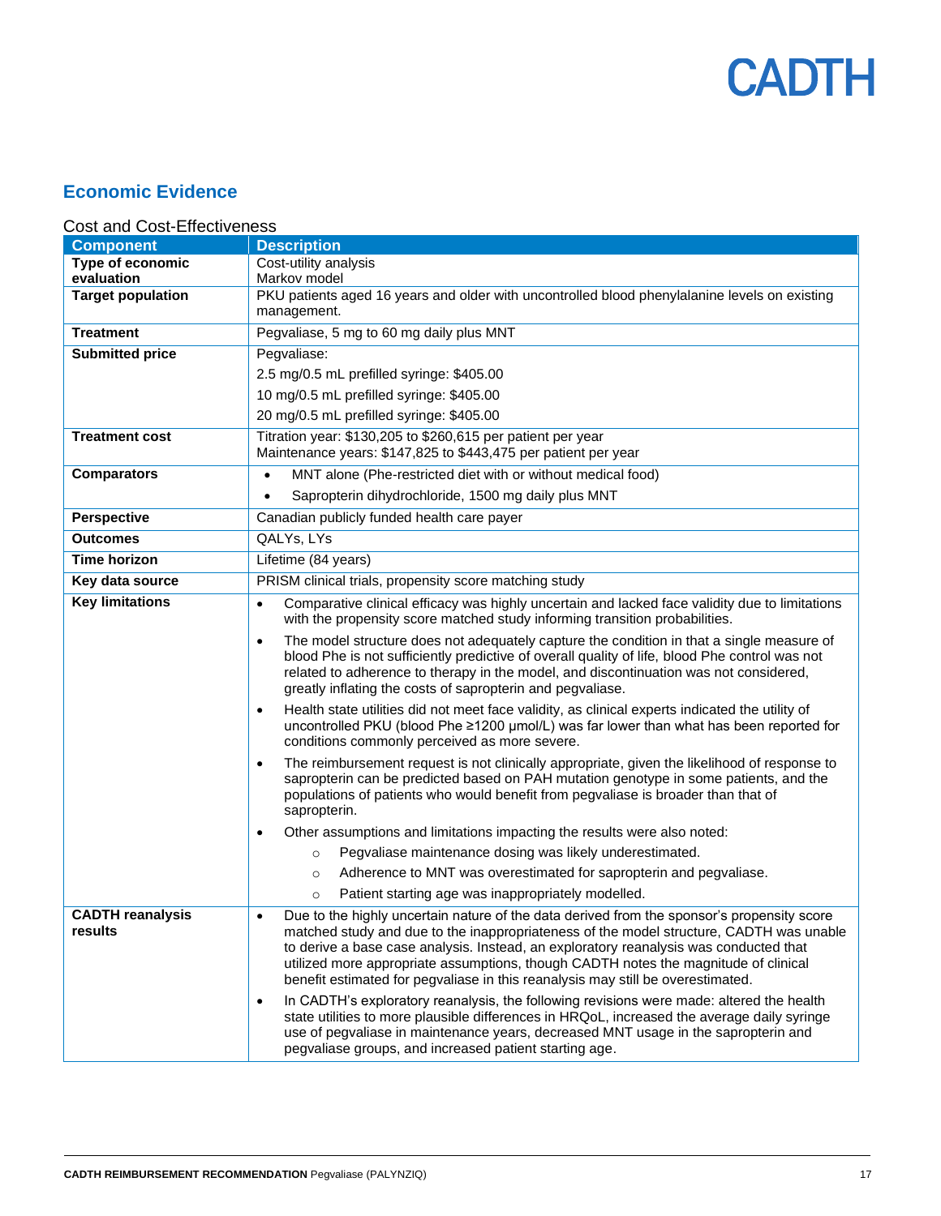## Economic Evidence

Cost and Cost-Effectiveness

| Component | Description |
| --- | --- |
| **Type of economic evaluation** | Cost-utility analysis<br>Markov model |
| **Target population** | PKU patients aged 16 years and older with uncontrolled blood phenylalanine levels on existing management. |
| **Treatment** | Pegvaliase, 5 mg to 60 mg daily plus MNT |
| **Submitted price** | Pegvaliase:<br>2.5 mg/0.5 mL prefilled syringe: $405.00<br>10 mg/0.5 mL prefilled syringe: $405.00<br>20 mg/0.5 mL prefilled syringe: $405.00 |
| **Treatment cost** | Titration year: $130,205 to $260,615 per patient per year<br>Maintenance years: $147,825 to $443,475 per patient per year |
| **Comparators** | • MNT alone (Phe-restricted diet with or without medical food)<br>• Sapropterin dihydrochloride, 1500 mg daily plus MNT |
| **Perspective** | Canadian publicly funded health care payer |
| **Outcomes** | QALYs, LYs |
| **Time horizon** | Lifetime (84 years) |
| **Key data source** | PRISM clinical trials, propensity score matching study |
| **Key limitations** | • Comparative clinical efficacy was highly uncertain and lacked face validity due to limitations with the propensity score matched study informing transition probabilities.<br>• The model structure does not adequately capture the condition in that a single measure of blood Phe is not sufficiently predictive of overall quality of life, blood Phe control was not related to adherence to therapy in the model, and discontinuation was not considered, greatly inflating the costs of sapropterin and pegvaliase.<br>• Health state utilities did not meet face validity, as clinical experts indicated the utility of uncontrolled PKU (blood Phe ≥1200 µmol/L) was far lower than what has been reported for conditions commonly perceived as more severe.<br>• The reimbursement request is not clinically appropriate, given the likelihood of response to sapropterin can be predicted based on PAH mutation genotype in some patients, and the populations of patients who would benefit from pegvaliase is broader than that of sapropterin.<br>• Other assumptions and limitations impacting the results were also noted:<br>&nbsp;&nbsp;&nbsp;&nbsp;○ Pegvaliase maintenance dosing was likely underestimated.<br>&nbsp;&nbsp;&nbsp;&nbsp;○ Adherence to MNT was overestimated for sapropterin and pegvaliase.<br>&nbsp;&nbsp;&nbsp;&nbsp;○ Patient starting age was inappropriately modelled. |
| **CADTH reanalysis results** | • Due to the highly uncertain nature of the data derived from the sponsor's propensity score matched study and due to the inappropriateness of the model structure, CADTH was unable to derive a base case analysis. Instead, an exploratory reanalysis was conducted that utilized more appropriate assumptions, though CADTH notes the magnitude of clinical benefit estimated for pegvaliase in this reanalysis may still be overestimated.<br>• In CADTH's exploratory reanalysis, the following revisions were made: altered the health state utilities to more plausible differences in HRQoL, increased the average daily syringe use of pegvaliase in maintenance years, decreased MNT usage in the sapropterin and pegvaliase groups, and increased patient starting age. |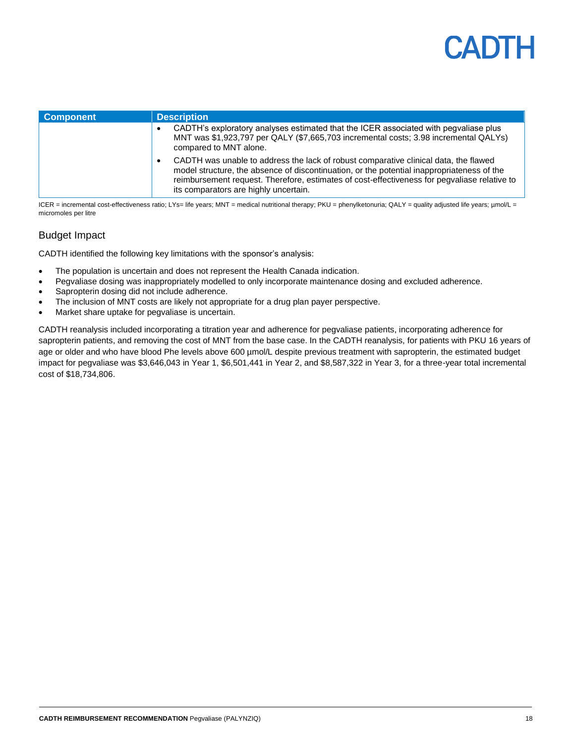| Component | Description |
|---|---|
| | • CADTH's exploratory analyses estimated that the ICER associated with pegvaliase plus MNT was $1,923,797 per QALY ($7,665,703 incremental costs; 3.98 incremental QALYs) compared to MNT alone.<br>• CADTH was unable to address the lack of robust comparative clinical data, the flawed model structure, the absence of discontinuation, or the potential inappropriateness of the reimbursement request. Therefore, estimates of cost-effectiveness for pegvaliase relative to its comparators are highly uncertain. |

ICER = incremental cost-effectiveness ratio; LYs= life years; MNT = medical nutritional therapy; PKU = phenylketonuria; QALY = quality adjusted life years; µmol/L = micromoles per litre

## Budget Impact

CADTH identified the following key limitations with the sponsor's analysis:

- The population is uncertain and does not represent the Health Canada indication.
- Pegvaliase dosing was inappropriately modelled to only incorporate maintenance dosing and excluded adherence.
- Sapropterin dosing did not include adherence.
- The inclusion of MNT costs are likely not appropriate for a drug plan payer perspective.
- Market share uptake for pegvaliase is uncertain.

CADTH reanalysis included incorporating a titration year and adherence for pegvaliase patients, incorporating adherence for sapropterin patients, and removing the cost of MNT from the base case. In the CADTH reanalysis, for patients with PKU 16 years of age or older and who have blood Phe levels above 600 µmol/L despite previous treatment with sapropterin, the estimated budget impact for pegvaliase was $3,646,043 in Year 1, $6,501,441 in Year 2, and $8,587,322 in Year 3, for a three-year total incremental cost of $18,734,806.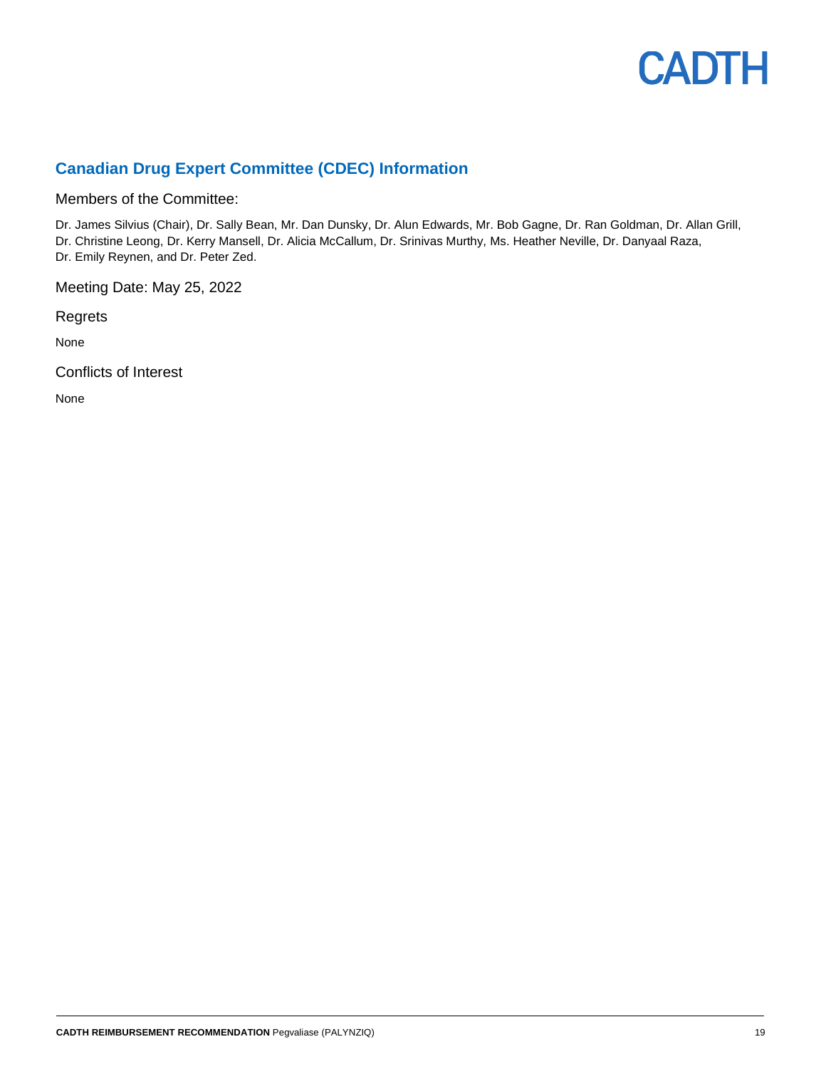## Canadian Drug Expert Committee (CDEC) Information

### Members of the Committee:

Dr. James Silvius (Chair), Dr. Sally Bean, Mr. Dan Dunsky, Dr. Alun Edwards, Mr. Bob Gagne, Dr. Ran Goldman, Dr. Allan Grill, Dr. Christine Leong, Dr. Kerry Mansell, Dr. Alicia McCallum, Dr. Srinivas Murthy, Ms. Heather Neville, Dr. Danyaal Raza, Dr. Emily Reynen, and Dr. Peter Zed.

### Meeting Date: May 25, 2022

### Regrets

None

### Conflicts of Interest

None